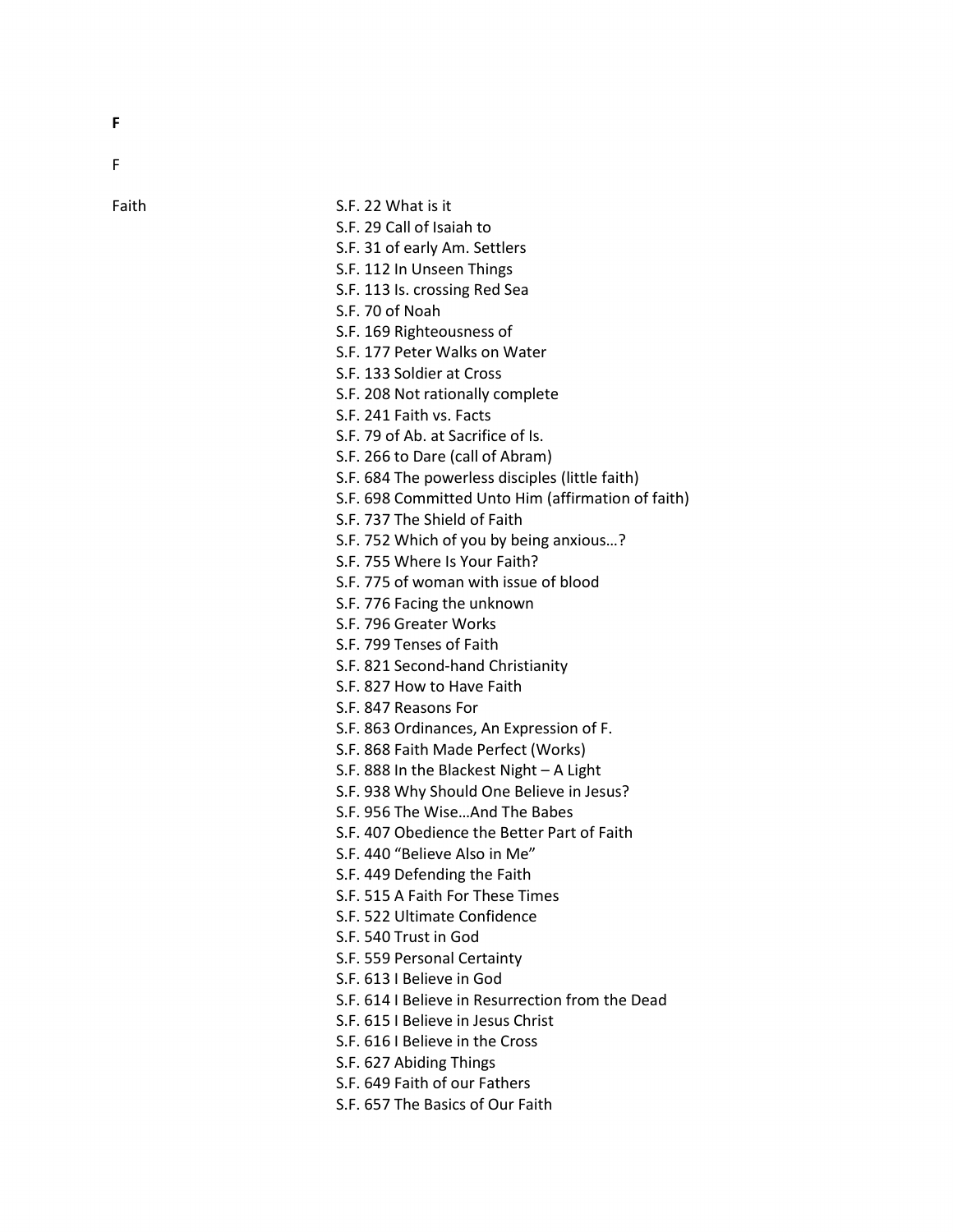**F**

F

Faith

S.F. 22 What is it
S.F. 29 Call of Isaiah to
S.F. 31 of early Am. Settlers
S.F. 112 In Unseen Things
S.F. 113 Is. crossing Red Sea
S.F. 70 of Noah
S.F. 169 Righteousness of
S.F. 177 Peter Walks on Water
S.F. 133 Soldier at Cross
S.F. 208 Not rationally complete
S.F. 241 Faith vs. Facts
S.F. 79 of Ab. at Sacrifice of Is.
S.F. 266 to Dare (call of Abram)
S.F. 684 The powerless disciples (little faith)
S.F. 698 Committed Unto Him (affirmation of faith)
S.F. 737 The Shield of Faith
S.F. 752 Which of you by being anxious…?
S.F. 755 Where Is Your Faith?
S.F. 775 of woman with issue of blood
S.F. 776 Facing the unknown
S.F. 796 Greater Works
S.F. 799 Tenses of Faith
S.F. 821 Second-hand Christianity
S.F. 827 How to Have Faith
S.F. 847 Reasons For
S.F. 863 Ordinances, An Expression of F.
S.F. 868 Faith Made Perfect (Works)
S.F. 888 In the Blackest Night – A Light
S.F. 938 Why Should One Believe in Jesus?
S.F. 956 The Wise…And The Babes
S.F. 407 Obedience the Better Part of Faith
S.F. 440 "Believe Also in Me"
S.F. 449 Defending the Faith
S.F. 515 A Faith For These Times
S.F. 522 Ultimate Confidence
S.F. 540 Trust in God
S.F. 559 Personal Certainty
S.F. 613 I Believe in God
S.F. 614 I Believe in Resurrection from the Dead
S.F. 615 I Believe in Jesus Christ
S.F. 616 I Believe in the Cross
S.F. 627 Abiding Things
S.F. 649 Faith of our Fathers
S.F. 657 The Basics of Our Faith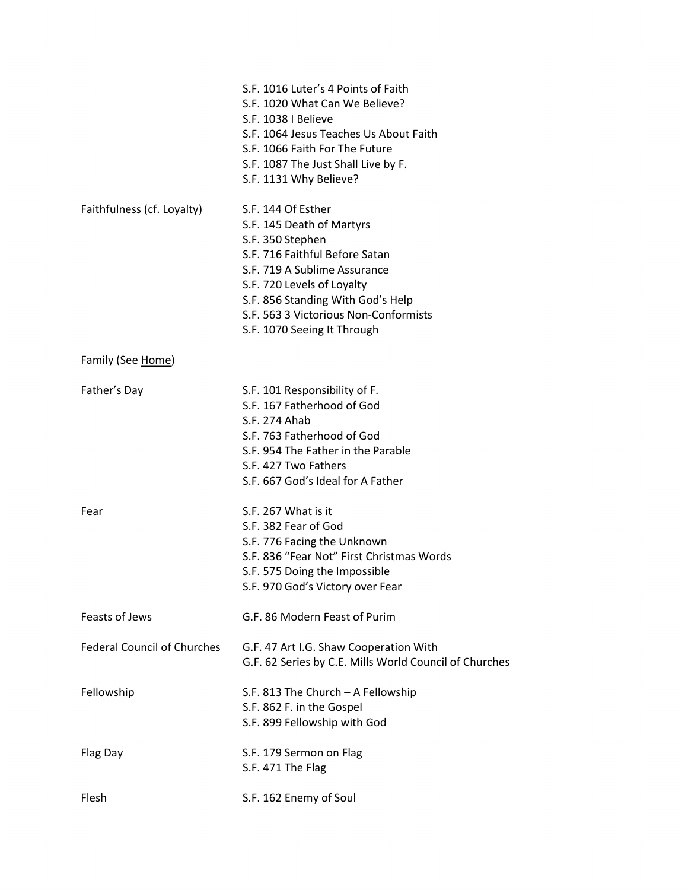| | |
|---|---|
| | S.F. 1016 Luter's 4 Points of Faith |
| | S.F. 1020 What Can We Believe? |
| | S.F. 1038 I Believe |
| | S.F. 1064 Jesus Teaches Us About Faith |
| | S.F. 1066 Faith For The Future |
| | S.F. 1087 The Just Shall Live by F. |
| | S.F. 1131 Why Believe? |
| Faithfulness (cf. Loyalty) | S.F. 144 Of Esther |
| | S.F. 145 Death of Martyrs |
| | S.F. 350 Stephen |
| | S.F. 716 Faithful Before Satan |
| | S.F. 719 A Sublime Assurance |
| | S.F. 720 Levels of Loyalty |
| | S.F. 856 Standing With God's Help |
| | S.F. 563 3 Victorious Non-Conformists |
| | S.F. 1070 Seeing It Through |
| Family (See Home) | |
| Father's Day | S.F. 101 Responsibility of F. |
| | S.F. 167 Fatherhood of God |
| | S.F. 274 Ahab |
| | S.F. 763 Fatherhood of God |
| | S.F. 954 The Father in the Parable |
| | S.F. 427 Two Fathers |
| | S.F. 667 God's Ideal for A Father |
| Fear | S.F. 267 What is it |
| | S.F. 382 Fear of God |
| | S.F. 776 Facing the Unknown |
| | S.F. 836 "Fear Not" First Christmas Words |
| | S.F. 575 Doing the Impossible |
| | S.F. 970 God's Victory over Fear |
| Feasts of Jews | G.F. 86 Modern Feast of Purim |
| Federal Council of Churches | G.F. 47 Art I.G. Shaw Cooperation With |
| | G.F. 62 Series by C.E. Mills World Council of Churches |
| Fellowship | S.F. 813 The Church – A Fellowship |
| | S.F. 862 F. in the Gospel |
| | S.F. 899 Fellowship with God |
| Flag Day | S.F. 179 Sermon on Flag |
| | S.F. 471 The Flag |
| Flesh | S.F. 162 Enemy of Soul |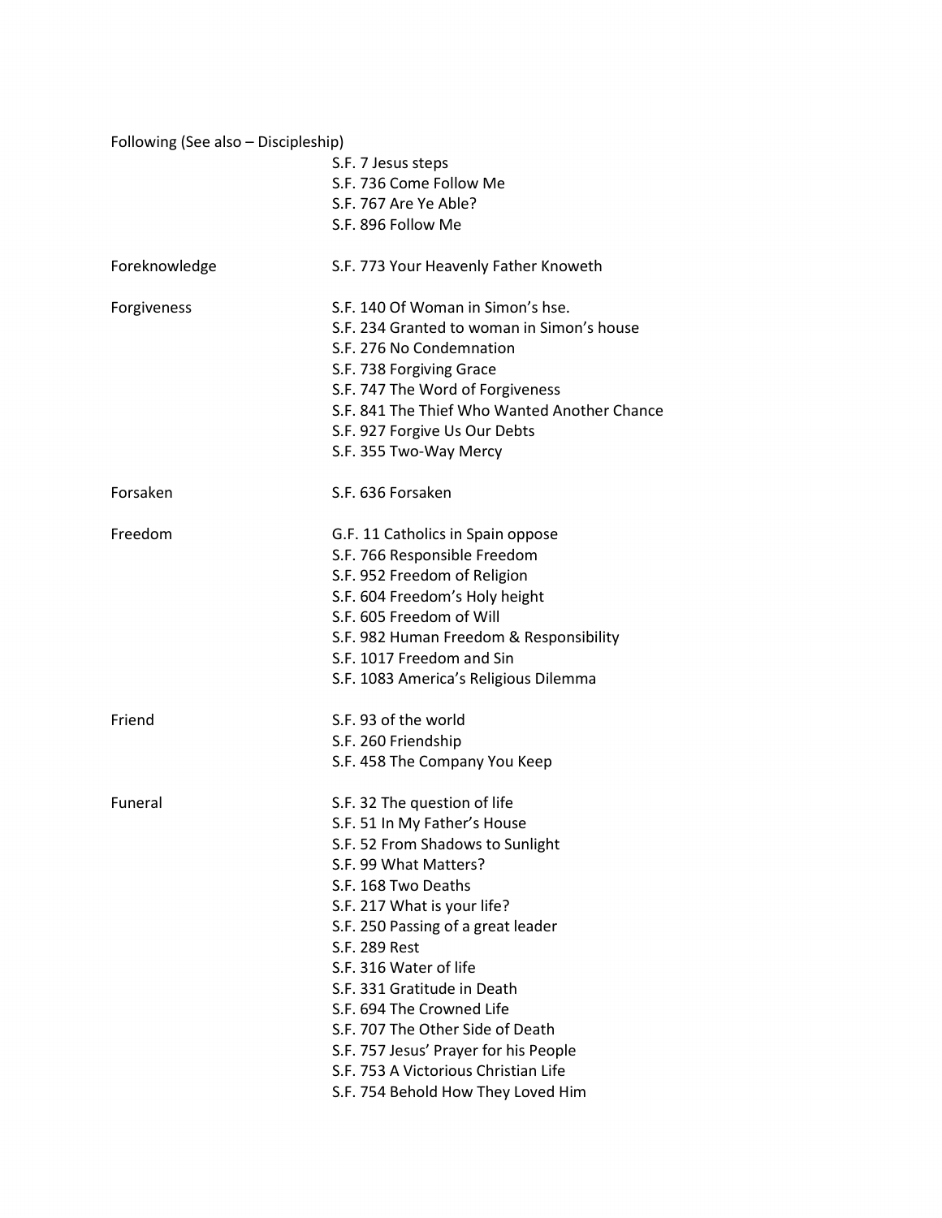| Topic | References |
|---|---|
| Following (See also – Discipleship) | |
| | S.F. 7 Jesus steps |
| | S.F. 736 Come Follow Me |
| | S.F. 767 Are Ye Able? |
| | S.F. 896 Follow Me |
| Foreknowledge | S.F. 773 Your Heavenly Father Knoweth |
| Forgiveness | S.F. 140 Of Woman in Simon's hse. |
| | S.F. 234 Granted to woman in Simon's house |
| | S.F. 276 No Condemnation |
| | S.F. 738 Forgiving Grace |
| | S.F. 747 The Word of Forgiveness |
| | S.F. 841 The Thief Who Wanted Another Chance |
| | S.F. 927 Forgive Us Our Debts |
| | S.F. 355 Two-Way Mercy |
| Forsaken | S.F. 636 Forsaken |
| Freedom | G.F. 11 Catholics in Spain oppose |
| | S.F. 766 Responsible Freedom |
| | S.F. 952 Freedom of Religion |
| | S.F. 604 Freedom's Holy height |
| | S.F. 605 Freedom of Will |
| | S.F. 982 Human Freedom & Responsibility |
| | S.F. 1017 Freedom and Sin |
| | S.F. 1083 America's Religious Dilemma |
| Friend | S.F. 93 of the world |
| | S.F. 260 Friendship |
| | S.F. 458 The Company You Keep |
| Funeral | S.F. 32 The question of life |
| | S.F. 51 In My Father's House |
| | S.F. 52 From Shadows to Sunlight |
| | S.F. 99 What Matters? |
| | S.F. 168 Two Deaths |
| | S.F. 217 What is your life? |
| | S.F. 250 Passing of a great leader |
| | S.F. 289 Rest |
| | S.F. 316 Water of life |
| | S.F. 331 Gratitude in Death |
| | S.F. 694 The Crowned Life |
| | S.F. 707 The Other Side of Death |
| | S.F. 757 Jesus' Prayer for his People |
| | S.F. 753 A Victorious Christian Life |
| | S.F. 754 Behold How They Loved Him |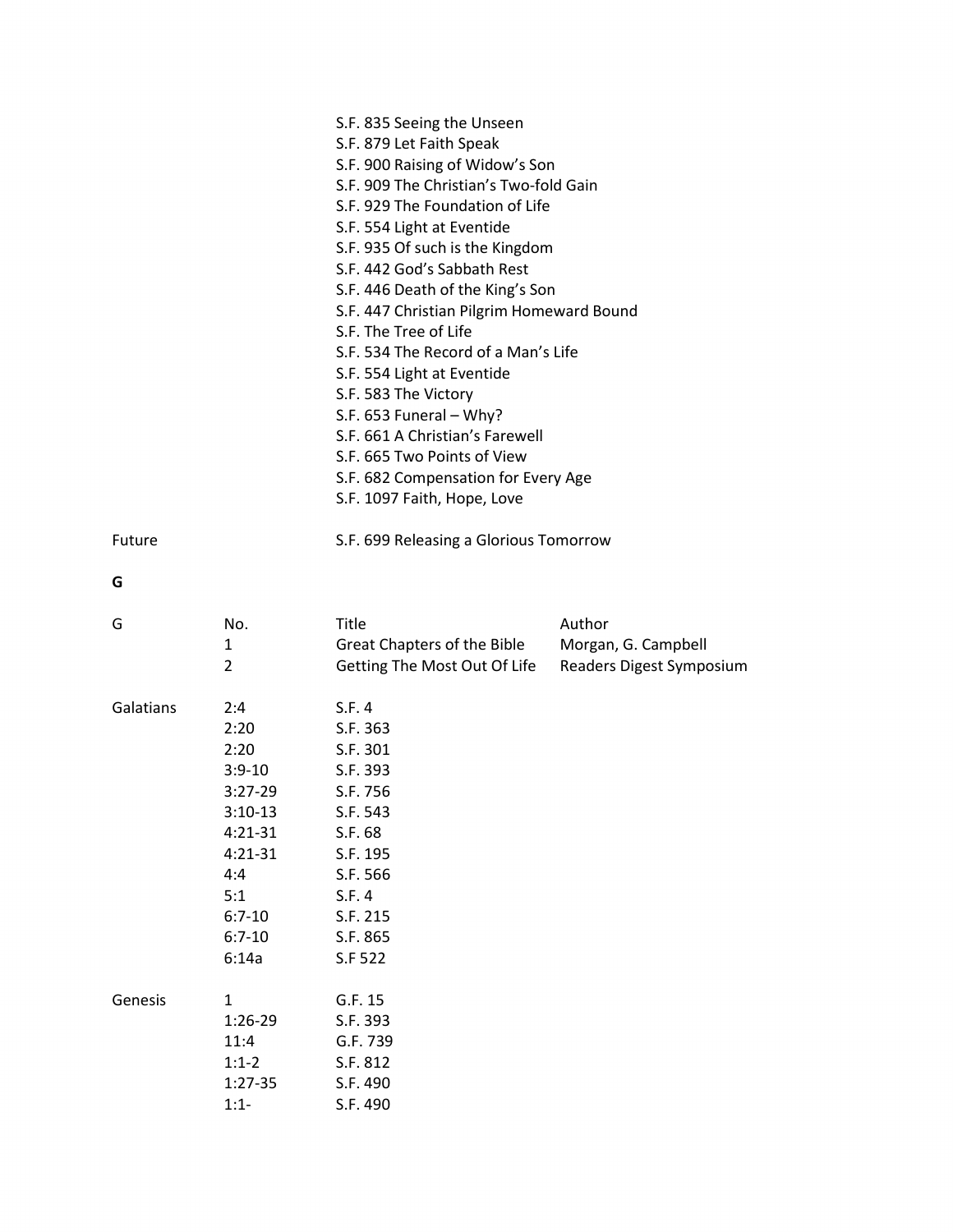| | | | |
|---|---|---|---|
| | | S.F. 835 Seeing the Unseen | |
| | | S.F. 879 Let Faith Speak | |
| | | S.F. 900 Raising of Widow's Son | |
| | | S.F. 909 The Christian's Two-fold Gain | |
| | | S.F. 929 The Foundation of Life | |
| | | S.F. 554 Light at Eventide | |
| | | S.F. 935 Of such is the Kingdom | |
| | | S.F. 442 God's Sabbath Rest | |
| | | S.F. 446 Death of the King's Son | |
| | | S.F. 447 Christian Pilgrim Homeward Bound | |
| | | S.F. The Tree of Life | |
| | | S.F. 534 The Record of a Man's Life | |
| | | S.F. 554 Light at Eventide | |
| | | S.F. 583 The Victory | |
| | | S.F. 653 Funeral – Why? | |
| | | S.F. 661 A Christian's Farewell | |
| | | S.F. 665 Two Points of View | |
| | | S.F. 682 Compensation for Every Age | |
| | | S.F. 1097 Faith, Hope, Love | |
| Future | | S.F. 699 Releasing a Glorious Tomorrow | |

**G**

| G | No. | Title | Author |
|---|---|---|---|
| | 1 | Great Chapters of the Bible | Morgan, G. Campbell |
| | 2 | Getting The Most Out Of Life | Readers Digest Symposium |

| | | |
|---|---|---|
| Galatians | 2:4 | S.F. 4 |
| | 2:20 | S.F. 363 |
| | 2:20 | S.F. 301 |
| | 3:9-10 | S.F. 393 |
| | 3:27-29 | S.F. 756 |
| | 3:10-13 | S.F. 543 |
| | 4:21-31 | S.F. 68 |
| | 4:21-31 | S.F. 195 |
| | 4:4 | S.F. 566 |
| | 5:1 | S.F. 4 |
| | 6:7-10 | S.F. 215 |
| | 6:7-10 | S.F. 865 |
| | 6:14a | S.F 522 |
| Genesis | 1 | G.F. 15 |
| | 1:26-29 | S.F. 393 |
| | 11:4 | G.F. 739 |
| | 1:1-2 | S.F. 812 |
| | 1:27-35 | S.F. 490 |
| | 1:1- | S.F. 490 |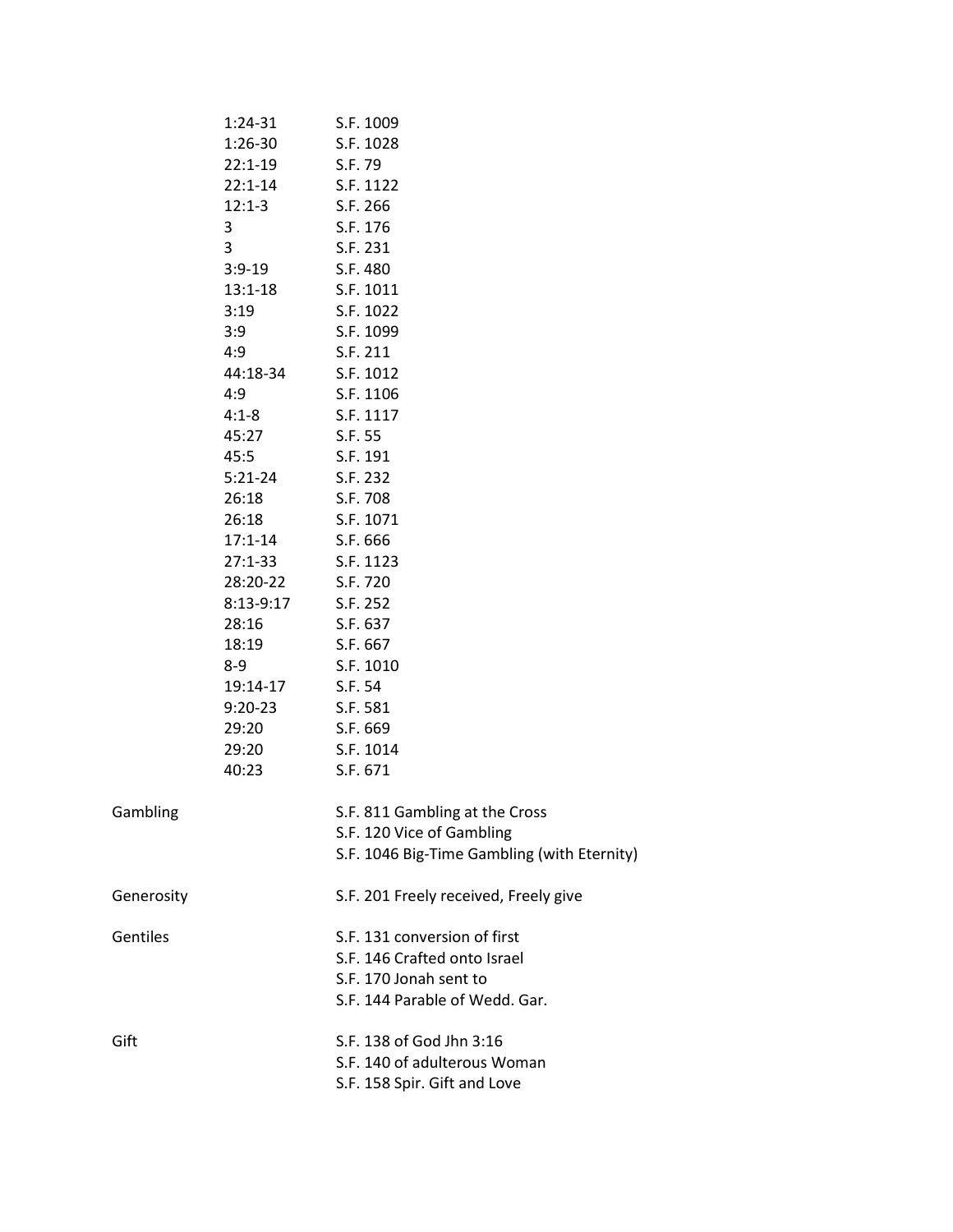| | | |
|---|---|---|
| | 1:24-31 | S.F. 1009 |
| | 1:26-30 | S.F. 1028 |
| | 22:1-19 | S.F. 79 |
| | 22:1-14 | S.F. 1122 |
| | 12:1-3 | S.F. 266 |
| | 3 | S.F. 176 |
| | 3 | S.F. 231 |
| | 3:9-19 | S.F. 480 |
| | 13:1-18 | S.F. 1011 |
| | 3:19 | S.F. 1022 |
| | 3:9 | S.F. 1099 |
| | 4:9 | S.F. 211 |
| | 44:18-34 | S.F. 1012 |
| | 4:9 | S.F. 1106 |
| | 4:1-8 | S.F. 1117 |
| | 45:27 | S.F. 55 |
| | 45:5 | S.F. 191 |
| | 5:21-24 | S.F. 232 |
| | 26:18 | S.F. 708 |
| | 26:18 | S.F. 1071 |
| | 17:1-14 | S.F. 666 |
| | 27:1-33 | S.F. 1123 |
| | 28:20-22 | S.F. 720 |
| | 8:13-9:17 | S.F. 252 |
| | 28:16 | S.F. 637 |
| | 18:19 | S.F. 667 |
| | 8-9 | S.F. 1010 |
| | 19:14-17 | S.F. 54 |
| | 9:20-23 | S.F. 581 |
| | 29:20 | S.F. 669 |
| | 29:20 | S.F. 1014 |
| | 40:23 | S.F. 671 |
| Gambling | | S.F. 811 Gambling at the Cross |
| | | S.F. 120 Vice of Gambling |
| | | S.F. 1046 Big-Time Gambling (with Eternity) |
| Generosity | | S.F. 201 Freely received, Freely give |
| Gentiles | | S.F. 131 conversion of first |
| | | S.F. 146 Crafted onto Israel |
| | | S.F. 170 Jonah sent to |
| | | S.F. 144 Parable of Wedd. Gar. |
| Gift | | S.F. 138 of God Jhn 3:16 |
| | | S.F. 140 of adulterous Woman |
| | | S.F. 158 Spir. Gift and Love |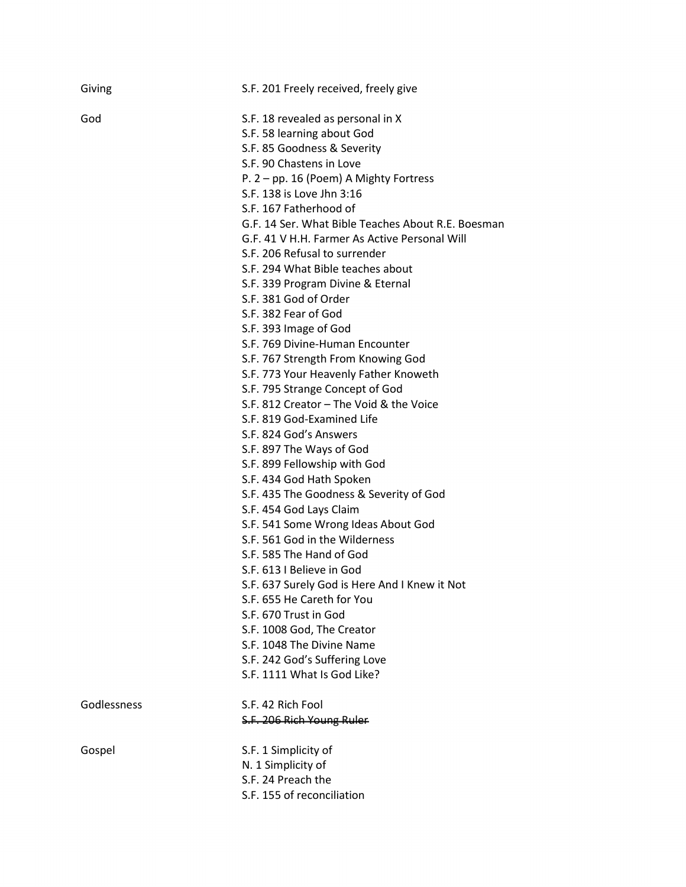| | |
|---|---|
| Giving | S.F. 201 Freely received, freely give |
| God | S.F. 18 revealed as personal in X |
| | S.F. 58 learning about God |
| | S.F. 85 Goodness & Severity |
| | S.F. 90 Chastens in Love |
| | P. 2 – pp. 16 (Poem) A Mighty Fortress |
| | S.F. 138 is Love Jhn 3:16 |
| | S.F. 167 Fatherhood of |
| | G.F. 14 Ser. What Bible Teaches About R.E. Boesman |
| | G.F. 41 V H.H. Farmer As Active Personal Will |
| | S.F. 206 Refusal to surrender |
| | S.F. 294 What Bible teaches about |
| | S.F. 339 Program Divine & Eternal |
| | S.F. 381 God of Order |
| | S.F. 382 Fear of God |
| | S.F. 393 Image of God |
| | S.F. 769 Divine-Human Encounter |
| | S.F. 767 Strength From Knowing God |
| | S.F. 773 Your Heavenly Father Knoweth |
| | S.F. 795 Strange Concept of God |
| | S.F. 812 Creator – The Void & the Voice |
| | S.F. 819 God-Examined Life |
| | S.F. 824 God's Answers |
| | S.F. 897 The Ways of God |
| | S.F. 899 Fellowship with God |
| | S.F. 434 God Hath Spoken |
| | S.F. 435 The Goodness & Severity of God |
| | S.F. 454 God Lays Claim |
| | S.F. 541 Some Wrong Ideas About God |
| | S.F. 561 God in the Wilderness |
| | S.F. 585 The Hand of God |
| | S.F. 613 I Believe in God |
| | S.F. 637 Surely God is Here And I Knew it Not |
| | S.F. 655 He Careth for You |
| | S.F. 670 Trust in God |
| | S.F. 1008 God, The Creator |
| | S.F. 1048 The Divine Name |
| | S.F. 242 God's Suffering Love |
| | S.F. 1111 What Is God Like? |
| Godlessness | S.F. 42 Rich Fool |
| | ~~S.F. 206 Rich Young Ruler~~ |
| Gospel | S.F. 1 Simplicity of |
| | N. 1 Simplicity of |
| | S.F. 24 Preach the |
| | S.F. 155 of reconciliation |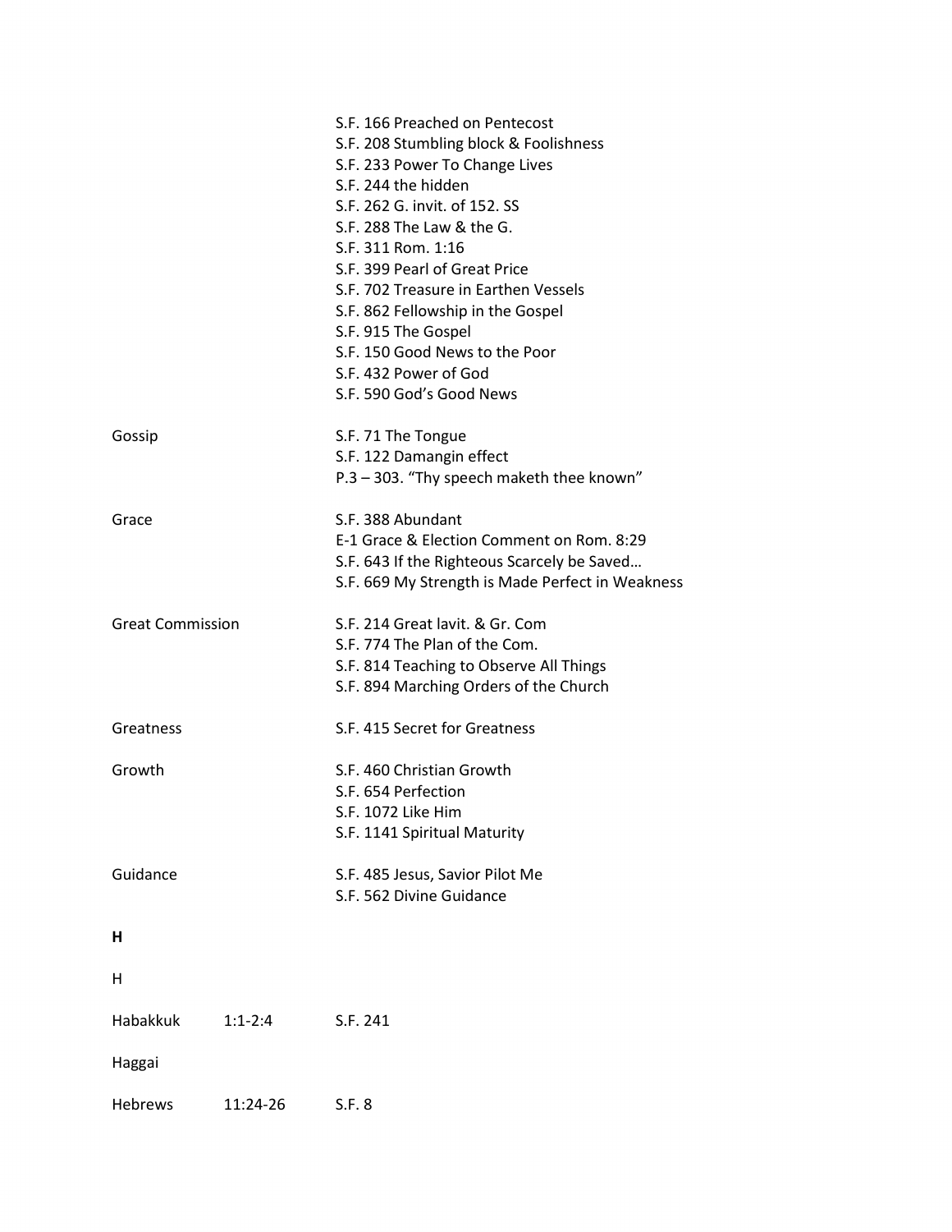| | | |
|---|---|---|
| | | S.F. 166 Preached on Pentecost |
| | | S.F. 208 Stumbling block & Foolishness |
| | | S.F. 233 Power To Change Lives |
| | | S.F. 244 the hidden |
| | | S.F. 262 G. invit. of 152. SS |
| | | S.F. 288 The Law & the G. |
| | | S.F. 311 Rom. 1:16 |
| | | S.F. 399 Pearl of Great Price |
| | | S.F. 702 Treasure in Earthen Vessels |
| | | S.F. 862 Fellowship in the Gospel |
| | | S.F. 915 The Gospel |
| | | S.F. 150 Good News to the Poor |
| | | S.F. 432 Power of God |
| | | S.F. 590 God's Good News |
| Gossip | | S.F. 71 The Tongue |
| | | S.F. 122 Damangin effect |
| | | P.3 – 303. "Thy speech maketh thee known" |
| Grace | | S.F. 388 Abundant |
| | | E-1 Grace & Election Comment on Rom. 8:29 |
| | | S.F. 643 If the Righteous Scarcely be Saved… |
| | | S.F. 669 My Strength is Made Perfect in Weakness |
| Great Commission | | S.F. 214 Great lavit. & Gr. Com |
| | | S.F. 774 The Plan of the Com. |
| | | S.F. 814 Teaching to Observe All Things |
| | | S.F. 894 Marching Orders of the Church |
| Greatness | | S.F. 415 Secret for Greatness |
| Growth | | S.F. 460 Christian Growth |
| | | S.F. 654 Perfection |
| | | S.F. 1072 Like Him |
| | | S.F. 1141 Spiritual Maturity |
| Guidance | | S.F. 485 Jesus, Savior Pilot Me |
| | | S.F. 562 Divine Guidance |

**H**

H

| | | |
|---|---|---|
| Habakkuk | 1:1-2:4 | S.F. 241 |
| Haggai | | |
| Hebrews | 11:24-26 | S.F. 8 |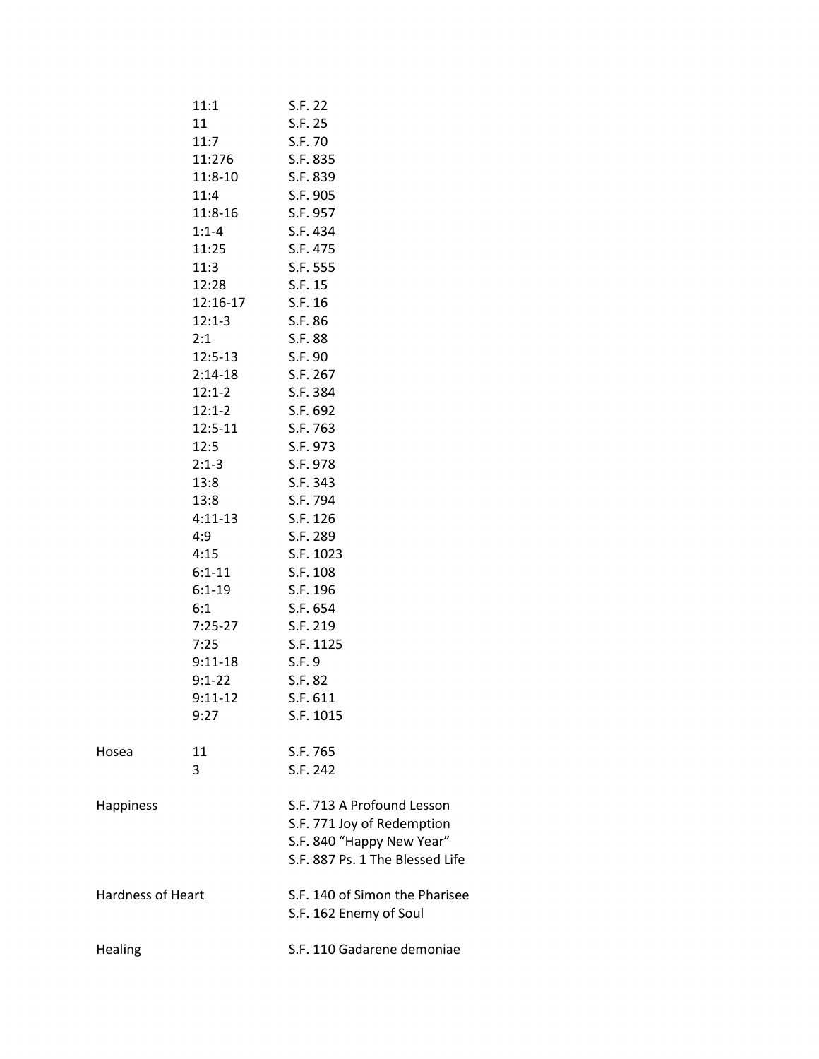| | | |
|---|---|---|
| | 11:1 | S.F. 22 |
| | 11 | S.F. 25 |
| | 11:7 | S.F. 70 |
| | 11:276 | S.F. 835 |
| | 11:8-10 | S.F. 839 |
| | 11:4 | S.F. 905 |
| | 11:8-16 | S.F. 957 |
| | 1:1-4 | S.F. 434 |
| | 11:25 | S.F. 475 |
| | 11:3 | S.F. 555 |
| | 12:28 | S.F. 15 |
| | 12:16-17 | S.F. 16 |
| | 12:1-3 | S.F. 86 |
| | 2:1 | S.F. 88 |
| | 12:5-13 | S.F. 90 |
| | 2:14-18 | S.F. 267 |
| | 12:1-2 | S.F. 384 |
| | 12:1-2 | S.F. 692 |
| | 12:5-11 | S.F. 763 |
| | 12:5 | S.F. 973 |
| | 2:1-3 | S.F. 978 |
| | 13:8 | S.F. 343 |
| | 13:8 | S.F. 794 |
| | 4:11-13 | S.F. 126 |
| | 4:9 | S.F. 289 |
| | 4:15 | S.F. 1023 |
| | 6:1-11 | S.F. 108 |
| | 6:1-19 | S.F. 196 |
| | 6:1 | S.F. 654 |
| | 7:25-27 | S.F. 219 |
| | 7:25 | S.F. 1125 |
| | 9:11-18 | S.F. 9 |
| | 9:1-22 | S.F. 82 |
| | 9:11-12 | S.F. 611 |
| | 9:27 | S.F. 1015 |
| Hosea | 11 | S.F. 765 |
| | 3 | S.F. 242 |
| Happiness | | S.F. 713 A Profound Lesson |
| | | S.F. 771 Joy of Redemption |
| | | S.F. 840 "Happy New Year" |
| | | S.F. 887 Ps. 1 The Blessed Life |
| Hardness of Heart | | S.F. 140 of Simon the Pharisee |
| | | S.F. 162 Enemy of Soul |
| Healing | | S.F. 110 Gadarene demoniae |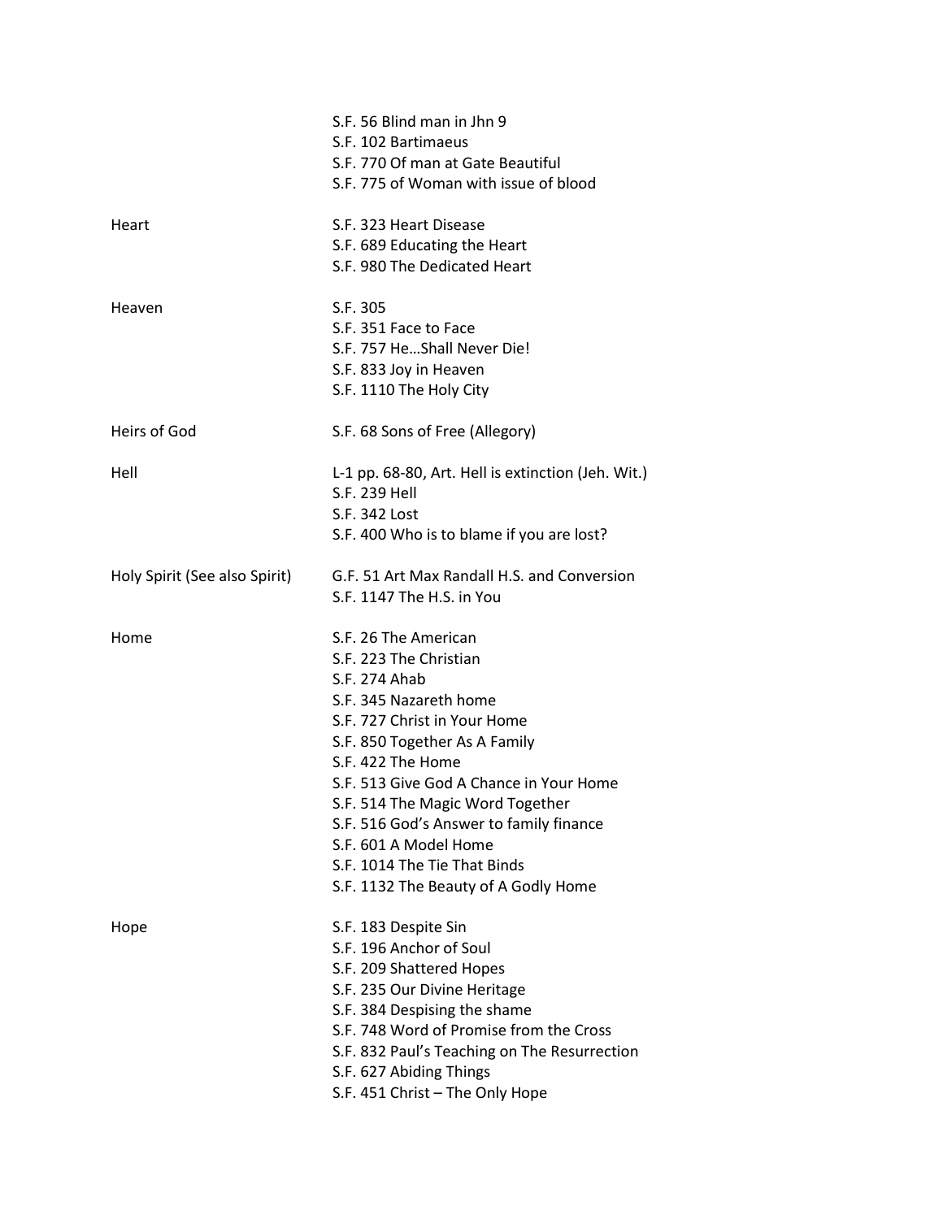| | |
|---|---|
| | S.F. 56 Blind man in Jhn 9 |
| | S.F. 102 Bartimaeus |
| | S.F. 770 Of man at Gate Beautiful |
| | S.F. 775 of Woman with issue of blood |
| Heart | S.F. 323 Heart Disease |
| | S.F. 689 Educating the Heart |
| | S.F. 980 The Dedicated Heart |
| Heaven | S.F. 305 |
| | S.F. 351 Face to Face |
| | S.F. 757 He…Shall Never Die! |
| | S.F. 833 Joy in Heaven |
| | S.F. 1110 The Holy City |
| Heirs of God | S.F. 68 Sons of Free (Allegory) |
| Hell | L-1 pp. 68-80, Art. Hell is extinction (Jeh. Wit.) |
| | S.F. 239 Hell |
| | S.F. 342 Lost |
| | S.F. 400 Who is to blame if you are lost? |
| Holy Spirit (See also Spirit) | G.F. 51 Art Max Randall H.S. and Conversion |
| | S.F. 1147 The H.S. in You |
| Home | S.F. 26 The American |
| | S.F. 223 The Christian |
| | S.F. 274 Ahab |
| | S.F. 345 Nazareth home |
| | S.F. 727 Christ in Your Home |
| | S.F. 850 Together As A Family |
| | S.F. 422 The Home |
| | S.F. 513 Give God A Chance in Your Home |
| | S.F. 514 The Magic Word Together |
| | S.F. 516 God's Answer to family finance |
| | S.F. 601 A Model Home |
| | S.F. 1014 The Tie That Binds |
| | S.F. 1132 The Beauty of A Godly Home |
| Hope | S.F. 183 Despite Sin |
| | S.F. 196 Anchor of Soul |
| | S.F. 209 Shattered Hopes |
| | S.F. 235 Our Divine Heritage |
| | S.F. 384 Despising the shame |
| | S.F. 748 Word of Promise from the Cross |
| | S.F. 832 Paul's Teaching on The Resurrection |
| | S.F. 627 Abiding Things |
| | S.F. 451 Christ – The Only Hope |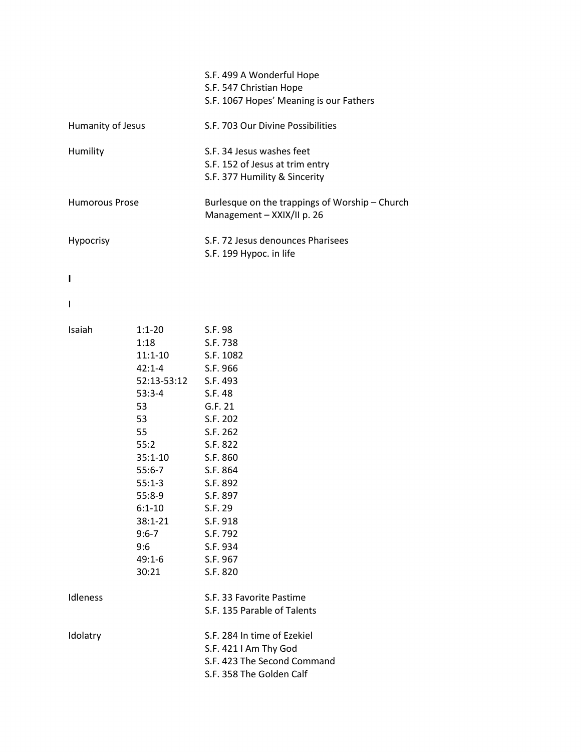| | | |
|---|---|---|
| | | S.F. 499 A Wonderful Hope |
| | | S.F. 547 Christian Hope |
| | | S.F. 1067 Hopes' Meaning is our Fathers |
| Humanity of Jesus | | S.F. 703 Our Divine Possibilities |
| Humility | | S.F. 34 Jesus washes feet |
| | | S.F. 152 of Jesus at trim entry |
| | | S.F. 377 Humility & Sincerity |
| Humorous Prose | | Burlesque on the trappings of Worship – Church Management – XXIX/II p. 26 |
| Hypocrisy | | S.F. 72 Jesus denounces Pharisees |
| | | S.F. 199 Hypoc. in life |

**I**

I

| | | |
|---|---|---|
| Isaiah | 1:1-20 | S.F. 98 |
| | 1:18 | S.F. 738 |
| | 11:1-10 | S.F. 1082 |
| | 42:1-4 | S.F. 966 |
| | 52:13-53:12 | S.F. 493 |
| | 53:3-4 | S.F. 48 |
| | 53 | G.F. 21 |
| | 53 | S.F. 202 |
| | 55 | S.F. 262 |
| | 55:2 | S.F. 822 |
| | 35:1-10 | S.F. 860 |
| | 55:6-7 | S.F. 864 |
| | 55:1-3 | S.F. 892 |
| | 55:8-9 | S.F. 897 |
| | 6:1-10 | S.F. 29 |
| | 38:1-21 | S.F. 918 |
| | 9:6-7 | S.F. 792 |
| | 9:6 | S.F. 934 |
| | 49:1-6 | S.F. 967 |
| | 30:21 | S.F. 820 |
| Idleness | | S.F. 33 Favorite Pastime |
| | | S.F. 135 Parable of Talents |
| Idolatry | | S.F. 284 In time of Ezekiel |
| | | S.F. 421 I Am Thy God |
| | | S.F. 423 The Second Command |
| | | S.F. 358 The Golden Calf |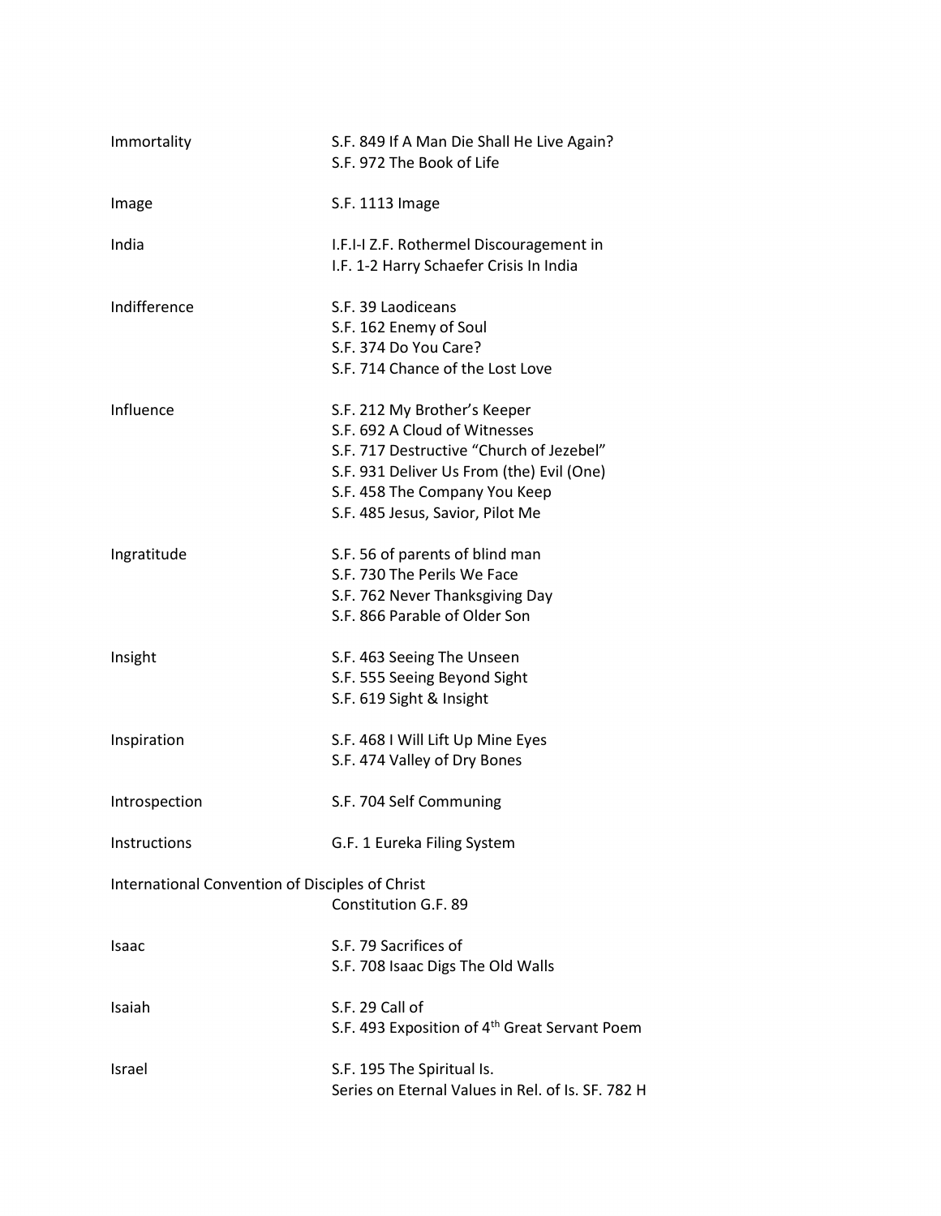| | |
|---|---|
| Immortality | S.F. 849 If A Man Die Shall He Live Again?<br>S.F. 972 The Book of Life |
| Image | S.F. 1113 Image |
| India | I.F.I-I Z.F. Rothermel Discouragement in<br>I.F. 1-2 Harry Schaefer Crisis In India |
| Indifference | S.F. 39 Laodiceans<br>S.F. 162 Enemy of Soul<br>S.F. 374 Do You Care?<br>S.F. 714 Chance of the Lost Love |
| Influence | S.F. 212 My Brother's Keeper<br>S.F. 692 A Cloud of Witnesses<br>S.F. 717 Destructive "Church of Jezebel"<br>S.F. 931 Deliver Us From (the) Evil (One)<br>S.F. 458 The Company You Keep<br>S.F. 485 Jesus, Savior, Pilot Me |
| Ingratitude | S.F. 56 of parents of blind man<br>S.F. 730 The Perils We Face<br>S.F. 762 Never Thanksgiving Day<br>S.F. 866 Parable of Older Son |
| Insight | S.F. 463 Seeing The Unseen<br>S.F. 555 Seeing Beyond Sight<br>S.F. 619 Sight & Insight |
| Inspiration | S.F. 468 I Will Lift Up Mine Eyes<br>S.F. 474 Valley of Dry Bones |
| Introspection | S.F. 704 Self Communing |
| Instructions | G.F. 1 Eureka Filing System |
| International Convention of Disciples of Christ | Constitution G.F. 89 |
| Isaac | S.F. 79 Sacrifices of<br>S.F. 708 Isaac Digs The Old Walls |
| Isaiah | S.F. 29 Call of<br>S.F. 493 Exposition of 4th Great Servant Poem |
| Israel | S.F. 195 The Spiritual Is.<br>Series on Eternal Values in Rel. of Is. SF. 782 H |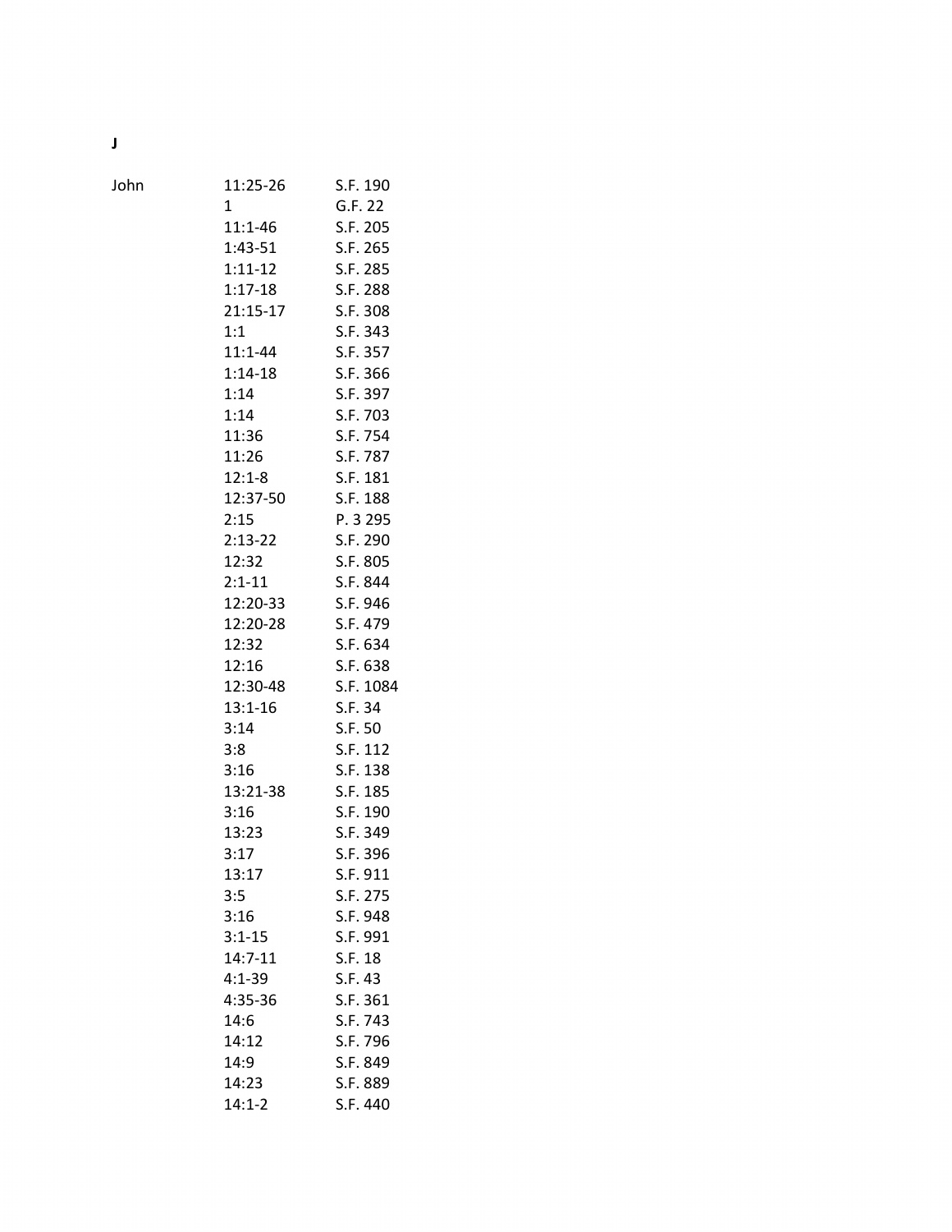**J**

| | | |
|---|---|---|
| John | 11:25-26 | S.F. 190 |
| | 1 | G.F. 22 |
| | 11:1-46 | S.F. 205 |
| | 1:43-51 | S.F. 265 |
| | 1:11-12 | S.F. 285 |
| | 1:17-18 | S.F. 288 |
| | 21:15-17 | S.F. 308 |
| | 1:1 | S.F. 343 |
| | 11:1-44 | S.F. 357 |
| | 1:14-18 | S.F. 366 |
| | 1:14 | S.F. 397 |
| | 1:14 | S.F. 703 |
| | 11:36 | S.F. 754 |
| | 11:26 | S.F. 787 |
| | 12:1-8 | S.F. 181 |
| | 12:37-50 | S.F. 188 |
| | 2:15 | P. 3 295 |
| | 2:13-22 | S.F. 290 |
| | 12:32 | S.F. 805 |
| | 2:1-11 | S.F. 844 |
| | 12:20-33 | S.F. 946 |
| | 12:20-28 | S.F. 479 |
| | 12:32 | S.F. 634 |
| | 12:16 | S.F. 638 |
| | 12:30-48 | S.F. 1084 |
| | 13:1-16 | S.F. 34 |
| | 3:14 | S.F. 50 |
| | 3:8 | S.F. 112 |
| | 3:16 | S.F. 138 |
| | 13:21-38 | S.F. 185 |
| | 3:16 | S.F. 190 |
| | 13:23 | S.F. 349 |
| | 3:17 | S.F. 396 |
| | 13:17 | S.F. 911 |
| | 3:5 | S.F. 275 |
| | 3:16 | S.F. 948 |
| | 3:1-15 | S.F. 991 |
| | 14:7-11 | S.F. 18 |
| | 4:1-39 | S.F. 43 |
| | 4:35-36 | S.F. 361 |
| | 14:6 | S.F. 743 |
| | 14:12 | S.F. 796 |
| | 14:9 | S.F. 849 |
| | 14:23 | S.F. 889 |
| | 14:1-2 | S.F. 440 |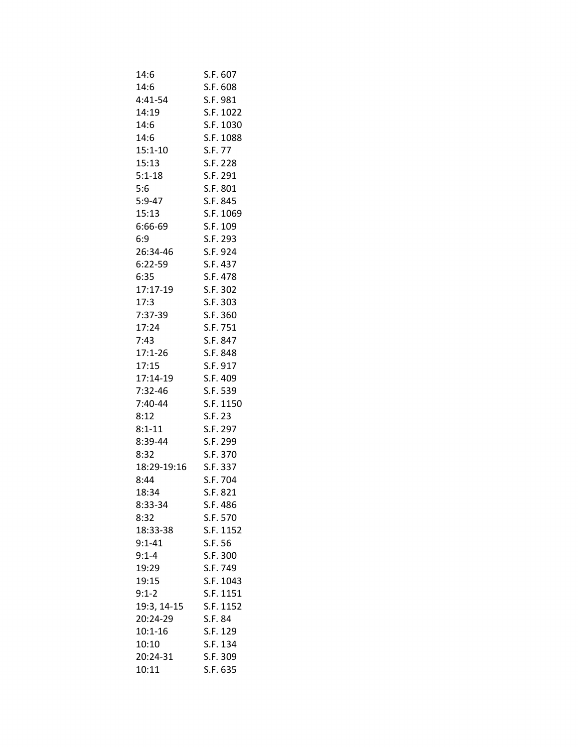| | |
|---|---|
| 14:6 | S.F. 607 |
| 14:6 | S.F. 608 |
| 4:41-54 | S.F. 981 |
| 14:19 | S.F. 1022 |
| 14:6 | S.F. 1030 |
| 14:6 | S.F. 1088 |
| 15:1-10 | S.F. 77 |
| 15:13 | S.F. 228 |
| 5:1-18 | S.F. 291 |
| 5:6 | S.F. 801 |
| 5:9-47 | S.F. 845 |
| 15:13 | S.F. 1069 |
| 6:66-69 | S.F. 109 |
| 6:9 | S.F. 293 |
| 26:34-46 | S.F. 924 |
| 6:22-59 | S.F. 437 |
| 6:35 | S.F. 478 |
| 17:17-19 | S.F. 302 |
| 17:3 | S.F. 303 |
| 7:37-39 | S.F. 360 |
| 17:24 | S.F. 751 |
| 7:43 | S.F. 847 |
| 17:1-26 | S.F. 848 |
| 17:15 | S.F. 917 |
| 17:14-19 | S.F. 409 |
| 7:32-46 | S.F. 539 |
| 7:40-44 | S.F. 1150 |
| 8:12 | S.F. 23 |
| 8:1-11 | S.F. 297 |
| 8:39-44 | S.F. 299 |
| 8:32 | S.F. 370 |
| 18:29-19:16 | S.F. 337 |
| 8:44 | S.F. 704 |
| 18:34 | S.F. 821 |
| 8:33-34 | S.F. 486 |
| 8:32 | S.F. 570 |
| 18:33-38 | S.F. 1152 |
| 9:1-41 | S.F. 56 |
| 9:1-4 | S.F. 300 |
| 19:29 | S.F. 749 |
| 19:15 | S.F. 1043 |
| 9:1-2 | S.F. 1151 |
| 19:3, 14-15 | S.F. 1152 |
| 20:24-29 | S.F. 84 |
| 10:1-16 | S.F. 129 |
| 10:10 | S.F. 134 |
| 20:24-31 | S.F. 309 |
| 10:11 | S.F. 635 |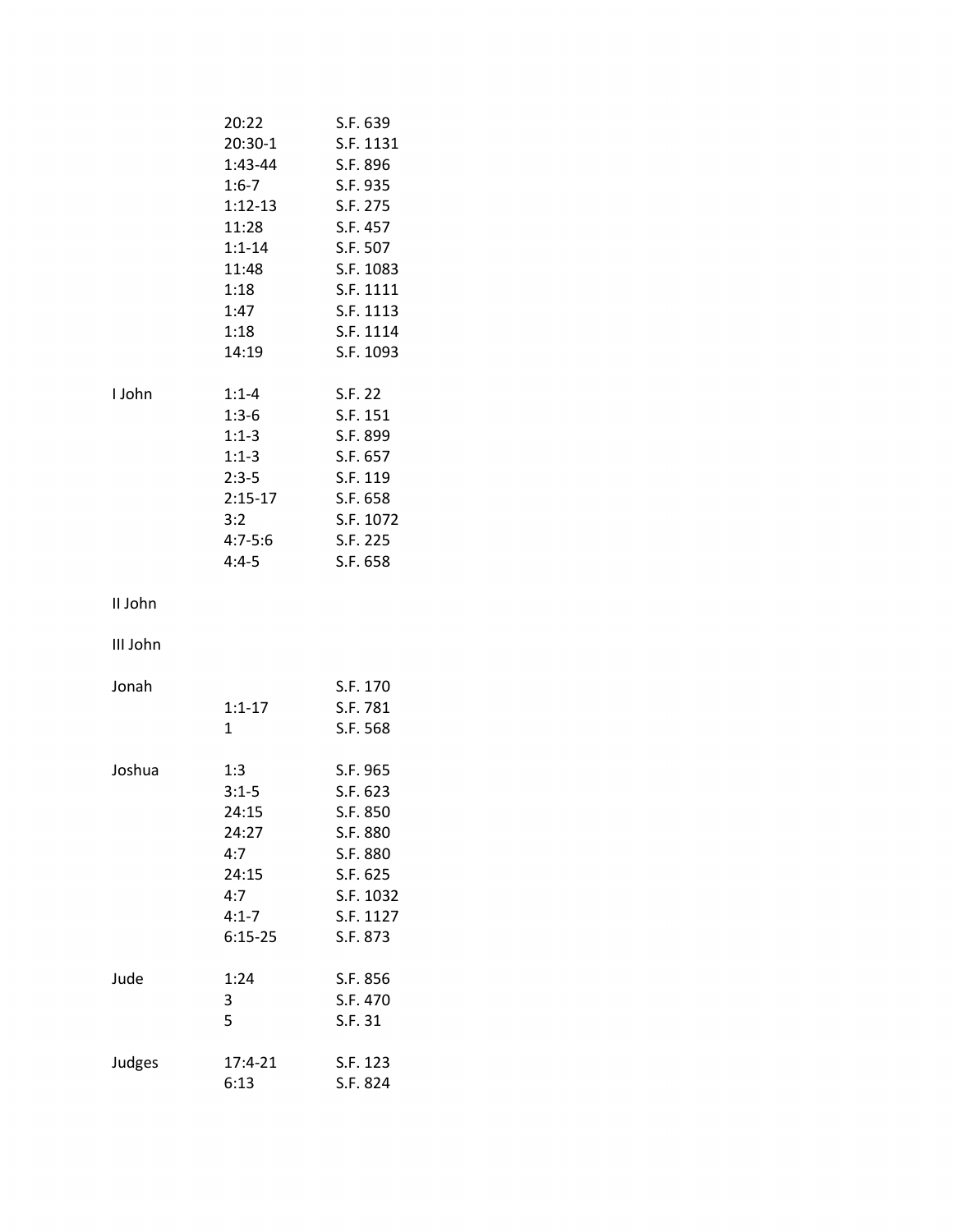| | | |
|---|---|---|
| | 20:22 | S.F. 639 |
| | 20:30-1 | S.F. 1131 |
| | 1:43-44 | S.F. 896 |
| | 1:6-7 | S.F. 935 |
| | 1:12-13 | S.F. 275 |
| | 11:28 | S.F. 457 |
| | 1:1-14 | S.F. 507 |
| | 11:48 | S.F. 1083 |
| | 1:18 | S.F. 1111 |
| | 1:47 | S.F. 1113 |
| | 1:18 | S.F. 1114 |
| | 14:19 | S.F. 1093 |
| | | |
| I John | 1:1-4 | S.F. 22 |
| | 1:3-6 | S.F. 151 |
| | 1:1-3 | S.F. 899 |
| | 1:1-3 | S.F. 657 |
| | 2:3-5 | S.F. 119 |
| | 2:15-17 | S.F. 658 |
| | 3:2 | S.F. 1072 |
| | 4:7-5:6 | S.F. 225 |
| | 4:4-5 | S.F. 658 |
| | | |
| II John | | |
| | | |
| III John | | |
| | | |
| Jonah | | S.F. 170 |
| | 1:1-17 | S.F. 781 |
| | 1 | S.F. 568 |
| | | |
| Joshua | 1:3 | S.F. 965 |
| | 3:1-5 | S.F. 623 |
| | 24:15 | S.F. 850 |
| | 24:27 | S.F. 880 |
| | 4:7 | S.F. 880 |
| | 24:15 | S.F. 625 |
| | 4:7 | S.F. 1032 |
| | 4:1-7 | S.F. 1127 |
| | 6:15-25 | S.F. 873 |
| | | |
| Jude | 1:24 | S.F. 856 |
| | 3 | S.F. 470 |
| | 5 | S.F. 31 |
| | | |
| Judges | 17:4-21 | S.F. 123 |
| | 6:13 | S.F. 824 |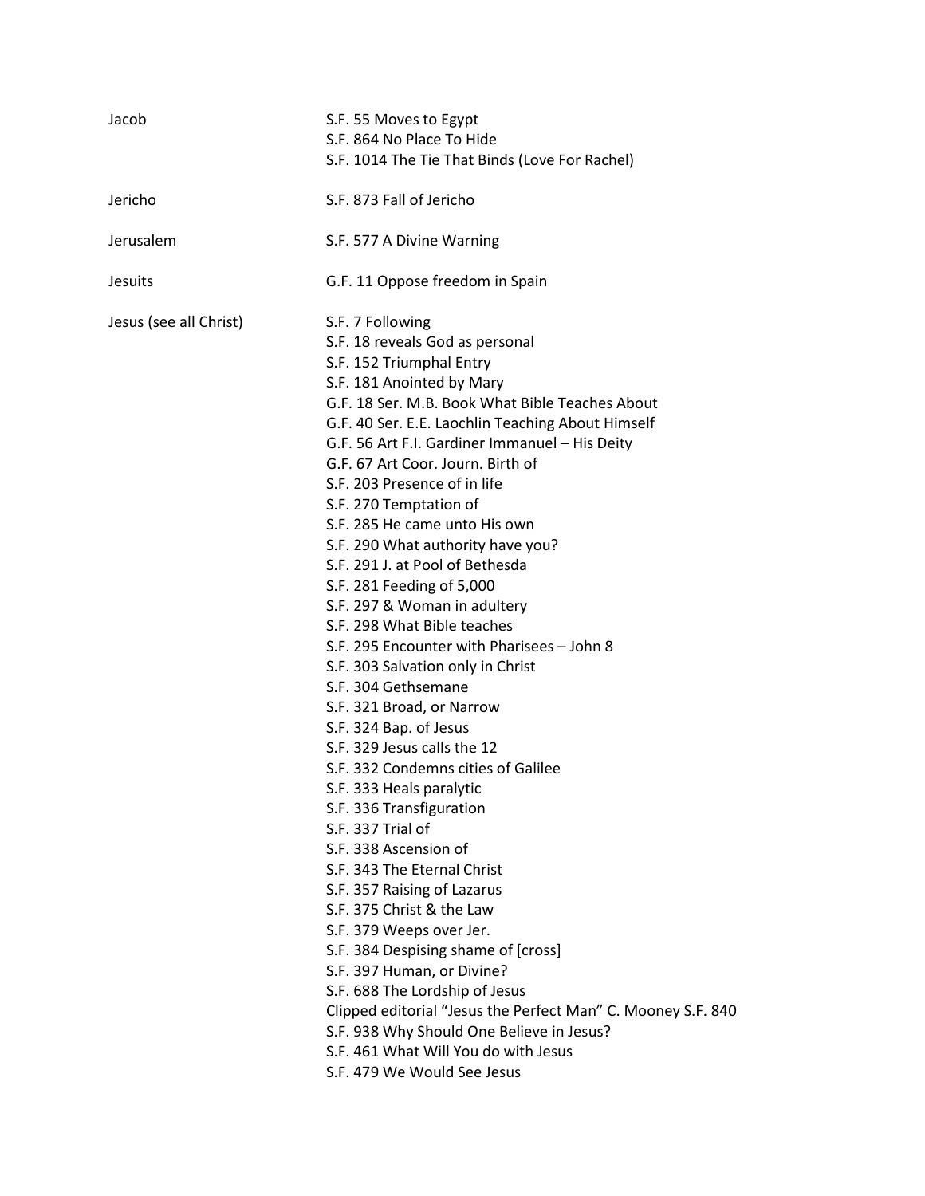| | |
|---|---|
| Jacob | S.F. 55 Moves to Egypt<br>S.F. 864 No Place To Hide<br>S.F. 1014 The Tie That Binds (Love For Rachel) |
| Jericho | S.F. 873 Fall of Jericho |
| Jerusalem | S.F. 577 A Divine Warning |
| Jesuits | G.F. 11 Oppose freedom in Spain |
| Jesus (see all Christ) | S.F. 7 Following<br>S.F. 18 reveals God as personal<br>S.F. 152 Triumphal Entry<br>S.F. 181 Anointed by Mary<br>G.F. 18 Ser. M.B. Book What Bible Teaches About<br>G.F. 40 Ser. E.E. Laochlin Teaching About Himself<br>G.F. 56 Art F.I. Gardiner Immanuel – His Deity<br>G.F. 67 Art Coor. Journ. Birth of<br>S.F. 203 Presence of in life<br>S.F. 270 Temptation of<br>S.F. 285 He came unto His own<br>S.F. 290 What authority have you?<br>S.F. 291 J. at Pool of Bethesda<br>S.F. 281 Feeding of 5,000<br>S.F. 297 & Woman in adultery<br>S.F. 298 What Bible teaches<br>S.F. 295 Encounter with Pharisees – John 8<br>S.F. 303 Salvation only in Christ<br>S.F. 304 Gethsemane<br>S.F. 321 Broad, or Narrow<br>S.F. 324 Bap. of Jesus<br>S.F. 329 Jesus calls the 12<br>S.F. 332 Condemns cities of Galilee<br>S.F. 333 Heals paralytic<br>S.F. 336 Transfiguration<br>S.F. 337 Trial of<br>S.F. 338 Ascension of<br>S.F. 343 The Eternal Christ<br>S.F. 357 Raising of Lazarus<br>S.F. 375 Christ & the Law<br>S.F. 379 Weeps over Jer.<br>S.F. 384 Despising shame of [cross]<br>S.F. 397 Human, or Divine?<br>S.F. 688 The Lordship of Jesus<br>Clipped editorial "Jesus the Perfect Man" C. Mooney S.F. 840<br>S.F. 938 Why Should One Believe in Jesus?<br>S.F. 461 What Will You do with Jesus<br>S.F. 479 We Would See Jesus |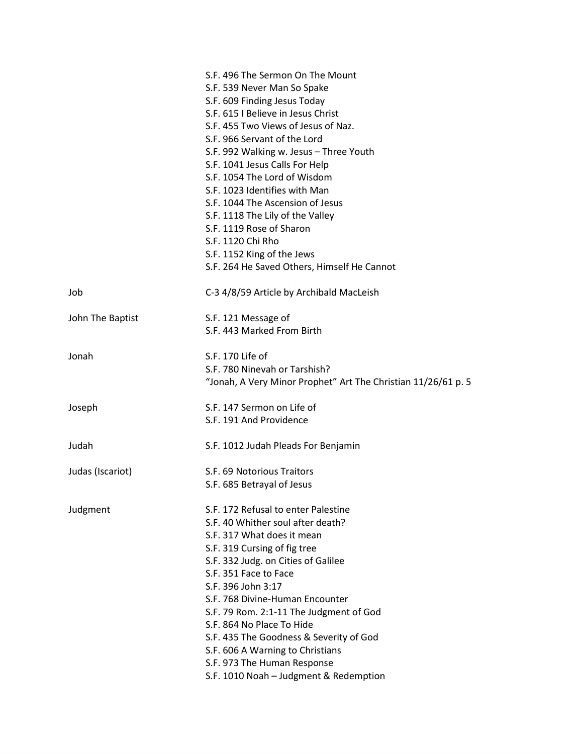| | |
|---|---|
| | S.F. 496 The Sermon On The Mount |
| | S.F. 539 Never Man So Spake |
| | S.F. 609 Finding Jesus Today |
| | S.F. 615 I Believe in Jesus Christ |
| | S.F. 455 Two Views of Jesus of Naz. |
| | S.F. 966 Servant of the Lord |
| | S.F. 992 Walking w. Jesus – Three Youth |
| | S.F. 1041 Jesus Calls For Help |
| | S.F. 1054 The Lord of Wisdom |
| | S.F. 1023 Identifies with Man |
| | S.F. 1044 The Ascension of Jesus |
| | S.F. 1118 The Lily of the Valley |
| | S.F. 1119 Rose of Sharon |
| | S.F. 1120 Chi Rho |
| | S.F. 1152 King of the Jews |
| | S.F. 264 He Saved Others, Himself He Cannot |
| Job | C-3 4/8/59 Article by Archibald MacLeish |
| John The Baptist | S.F. 121 Message of |
| | S.F. 443 Marked From Birth |
| Jonah | S.F. 170 Life of |
| | S.F. 780 Ninevah or Tarshish? |
| | "Jonah, A Very Minor Prophet" Art The Christian 11/26/61 p. 5 |
| Joseph | S.F. 147 Sermon on Life of |
| | S.F. 191 And Providence |
| Judah | S.F. 1012 Judah Pleads For Benjamin |
| Judas (Iscariot) | S.F. 69 Notorious Traitors |
| | S.F. 685 Betrayal of Jesus |
| Judgment | S.F. 172 Refusal to enter Palestine |
| | S.F. 40 Whither soul after death? |
| | S.F. 317 What does it mean |
| | S.F. 319 Cursing of fig tree |
| | S.F. 332 Judg. on Cities of Galilee |
| | S.F. 351 Face to Face |
| | S.F. 396 John 3:17 |
| | S.F. 768 Divine-Human Encounter |
| | S.F. 79 Rom. 2:1-11 The Judgment of God |
| | S.F. 864 No Place To Hide |
| | S.F. 435 The Goodness & Severity of God |
| | S.F. 606 A Warning to Christians |
| | S.F. 973 The Human Response |
| | S.F. 1010 Noah – Judgment & Redemption |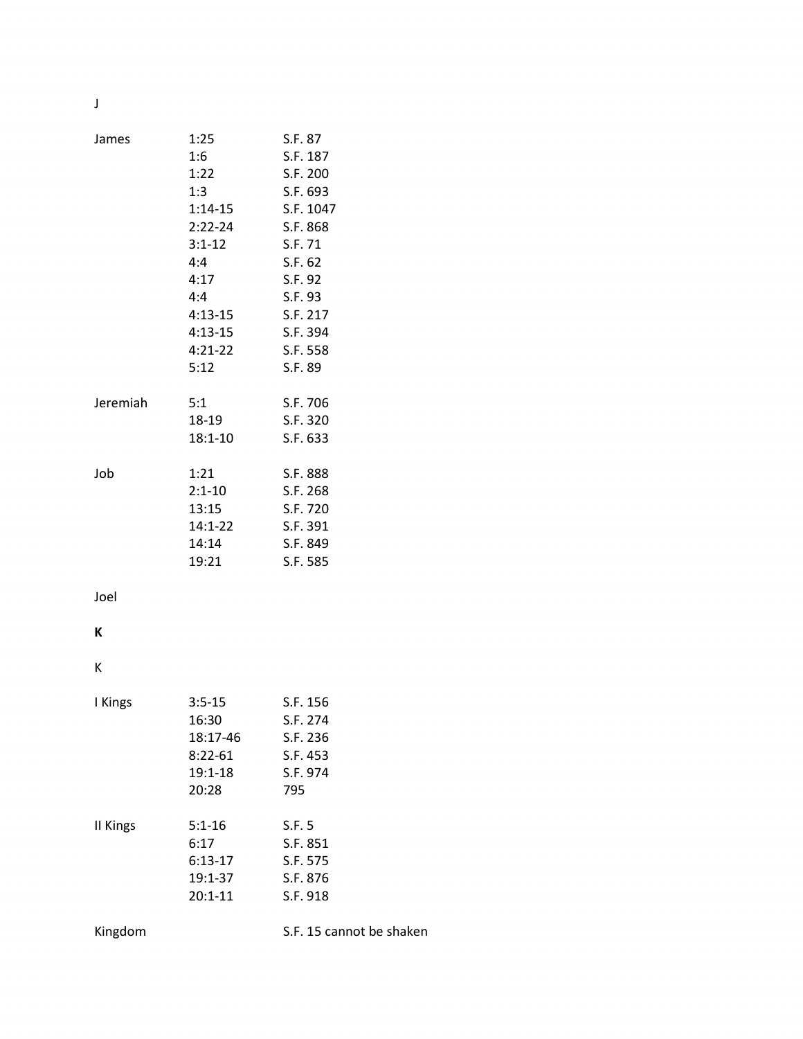J

| | | |
|---|---|---|
| James | 1:25 | S.F. 87 |
| | 1:6 | S.F. 187 |
| | 1:22 | S.F. 200 |
| | 1:3 | S.F. 693 |
| | 1:14-15 | S.F. 1047 |
| | 2:22-24 | S.F. 868 |
| | 3:1-12 | S.F. 71 |
| | 4:4 | S.F. 62 |
| | 4:17 | S.F. 92 |
| | 4:4 | S.F. 93 |
| | 4:13-15 | S.F. 217 |
| | 4:13-15 | S.F. 394 |
| | 4:21-22 | S.F. 558 |
| | 5:12 | S.F. 89 |
| | | |
| Jeremiah | 5:1 | S.F. 706 |
| | 18-19 | S.F. 320 |
| | 18:1-10 | S.F. 633 |
| | | |
| Job | 1:21 | S.F. 888 |
| | 2:1-10 | S.F. 268 |
| | 13:15 | S.F. 720 |
| | 14:1-22 | S.F. 391 |
| | 14:14 | S.F. 849 |
| | 19:21 | S.F. 585 |

Joel

**K**

K

| | | |
|---|---|---|
| I Kings | 3:5-15 | S.F. 156 |
| | 16:30 | S.F. 274 |
| | 18:17-46 | S.F. 236 |
| | 8:22-61 | S.F. 453 |
| | 19:1-18 | S.F. 974 |
| | 20:28 | 795 |
| | | |
| II Kings | 5:1-16 | S.F. 5 |
| | 6:17 | S.F. 851 |
| | 6:13-17 | S.F. 575 |
| | 19:1-37 | S.F. 876 |
| | 20:1-11 | S.F. 918 |
| | | |
| Kingdom | | S.F. 15 cannot be shaken |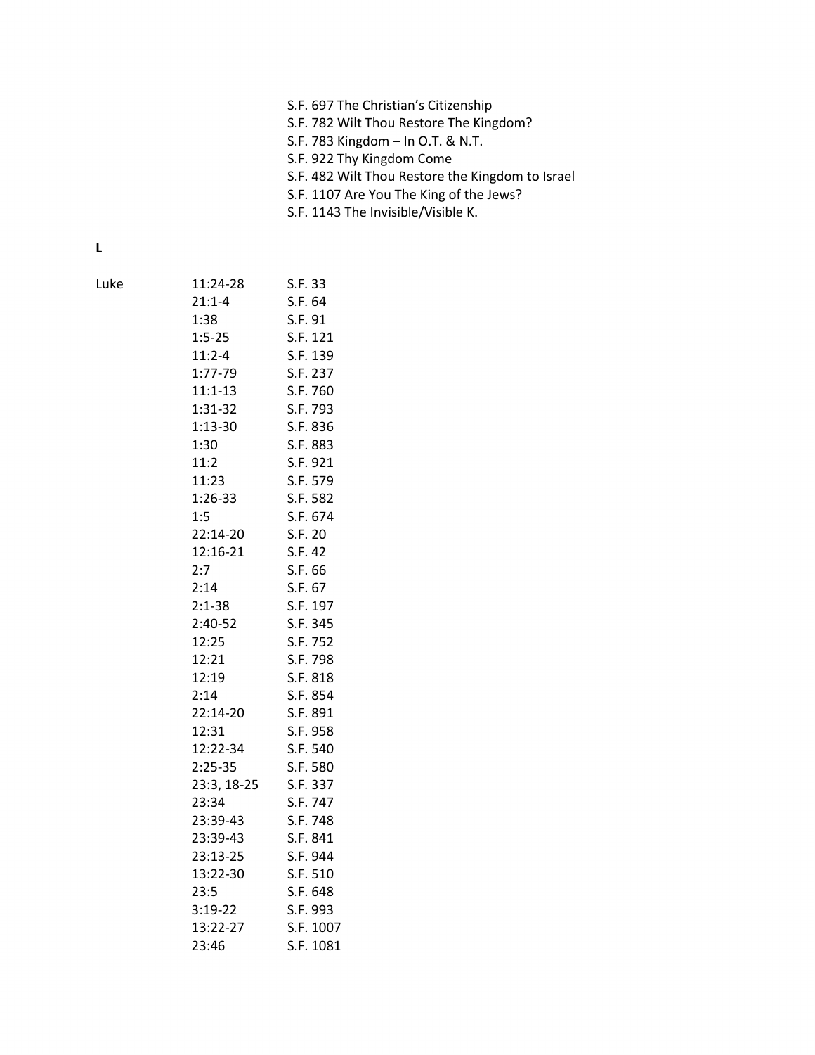S.F. 697 The Christian's Citizenship
S.F. 782 Wilt Thou Restore The Kingdom?
S.F. 783 Kingdom – In O.T. & N.T.
S.F. 922 Thy Kingdom Come
S.F. 482 Wilt Thou Restore the Kingdom to Israel
S.F. 1107 Are You The King of the Jews?
S.F. 1143 The Invisible/Visible K.

**L**

| | | |
|---|---|---|
| Luke | 11:24-28 | S.F. 33 |
| | 21:1-4 | S.F. 64 |
| | 1:38 | S.F. 91 |
| | 1:5-25 | S.F. 121 |
| | 11:2-4 | S.F. 139 |
| | 1:77-79 | S.F. 237 |
| | 11:1-13 | S.F. 760 |
| | 1:31-32 | S.F. 793 |
| | 1:13-30 | S.F. 836 |
| | 1:30 | S.F. 883 |
| | 11:2 | S.F. 921 |
| | 11:23 | S.F. 579 |
| | 1:26-33 | S.F. 582 |
| | 1:5 | S.F. 674 |
| | 22:14-20 | S.F. 20 |
| | 12:16-21 | S.F. 42 |
| | 2:7 | S.F. 66 |
| | 2:14 | S.F. 67 |
| | 2:1-38 | S.F. 197 |
| | 2:40-52 | S.F. 345 |
| | 12:25 | S.F. 752 |
| | 12:21 | S.F. 798 |
| | 12:19 | S.F. 818 |
| | 2:14 | S.F. 854 |
| | 22:14-20 | S.F. 891 |
| | 12:31 | S.F. 958 |
| | 12:22-34 | S.F. 540 |
| | 2:25-35 | S.F. 580 |
| | 23:3, 18-25 | S.F. 337 |
| | 23:34 | S.F. 747 |
| | 23:39-43 | S.F. 748 |
| | 23:39-43 | S.F. 841 |
| | 23:13-25 | S.F. 944 |
| | 13:22-30 | S.F. 510 |
| | 23:5 | S.F. 648 |
| | 3:19-22 | S.F. 993 |
| | 13:22-27 | S.F. 1007 |
| | 23:46 | S.F. 1081 |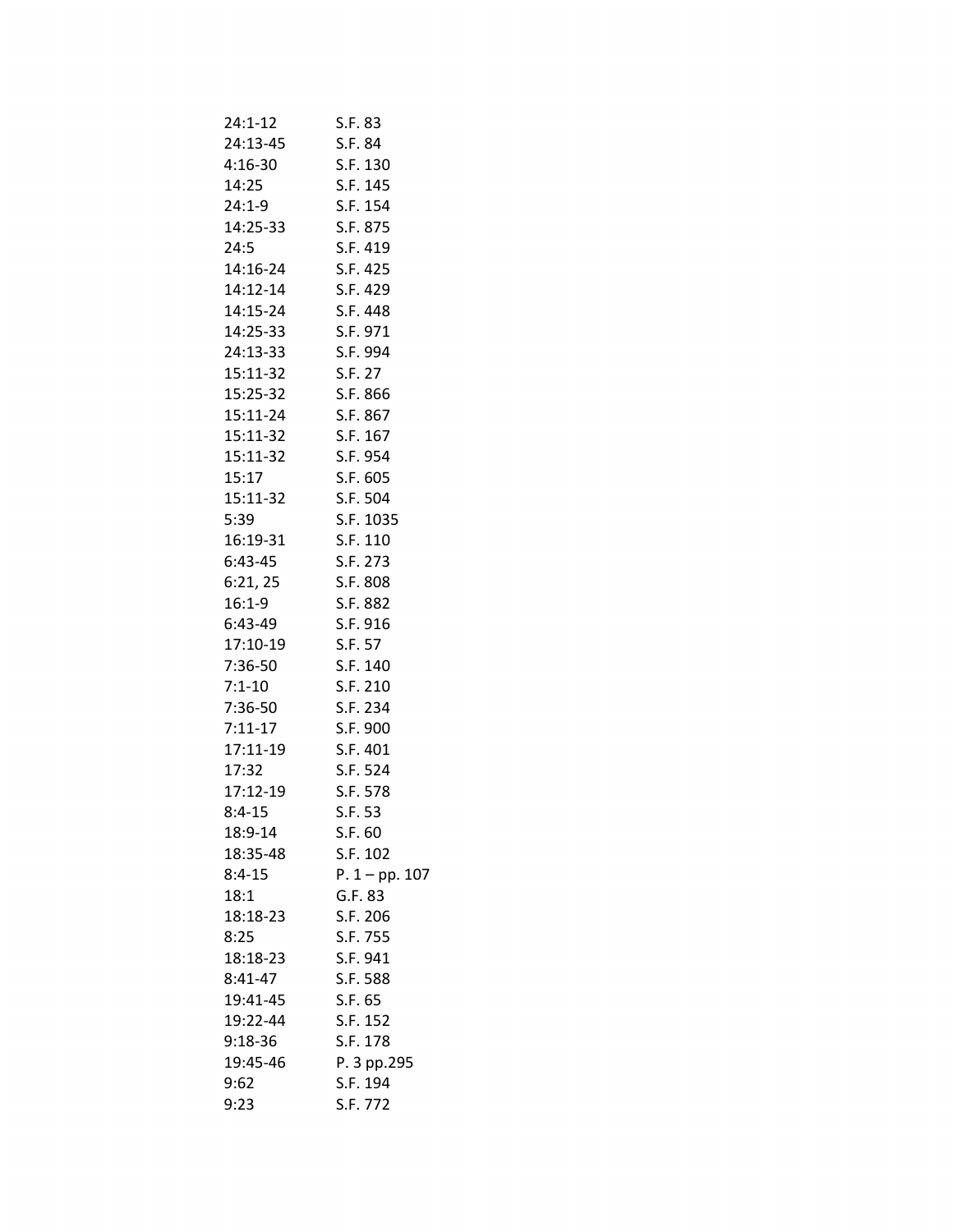| | |
|---|---|
| 24:1-12 | S.F. 83 |
| 24:13-45 | S.F. 84 |
| 4:16-30 | S.F. 130 |
| 14:25 | S.F. 145 |
| 24:1-9 | S.F. 154 |
| 14:25-33 | S.F. 875 |
| 24:5 | S.F. 419 |
| 14:16-24 | S.F. 425 |
| 14:12-14 | S.F. 429 |
| 14:15-24 | S.F. 448 |
| 14:25-33 | S.F. 971 |
| 24:13-33 | S.F. 994 |
| 15:11-32 | S.F. 27 |
| 15:25-32 | S.F. 866 |
| 15:11-24 | S.F. 867 |
| 15:11-32 | S.F. 167 |
| 15:11-32 | S.F. 954 |
| 15:17 | S.F. 605 |
| 15:11-32 | S.F. 504 |
| 5:39 | S.F. 1035 |
| 16:19-31 | S.F. 110 |
| 6:43-45 | S.F. 273 |
| 6:21, 25 | S.F. 808 |
| 16:1-9 | S.F. 882 |
| 6:43-49 | S.F. 916 |
| 17:10-19 | S.F. 57 |
| 7:36-50 | S.F. 140 |
| 7:1-10 | S.F. 210 |
| 7:36-50 | S.F. 234 |
| 7:11-17 | S.F. 900 |
| 17:11-19 | S.F. 401 |
| 17:32 | S.F. 524 |
| 17:12-19 | S.F. 578 |
| 8:4-15 | S.F. 53 |
| 18:9-14 | S.F. 60 |
| 18:35-48 | S.F. 102 |
| 8:4-15 | P. 1 – pp. 107 |
| 18:1 | G.F. 83 |
| 18:18-23 | S.F. 206 |
| 8:25 | S.F. 755 |
| 18:18-23 | S.F. 941 |
| 8:41-47 | S.F. 588 |
| 19:41-45 | S.F. 65 |
| 19:22-44 | S.F. 152 |
| 9:18-36 | S.F. 178 |
| 19:45-46 | P. 3 pp.295 |
| 9:62 | S.F. 194 |
| 9:23 | S.F. 772 |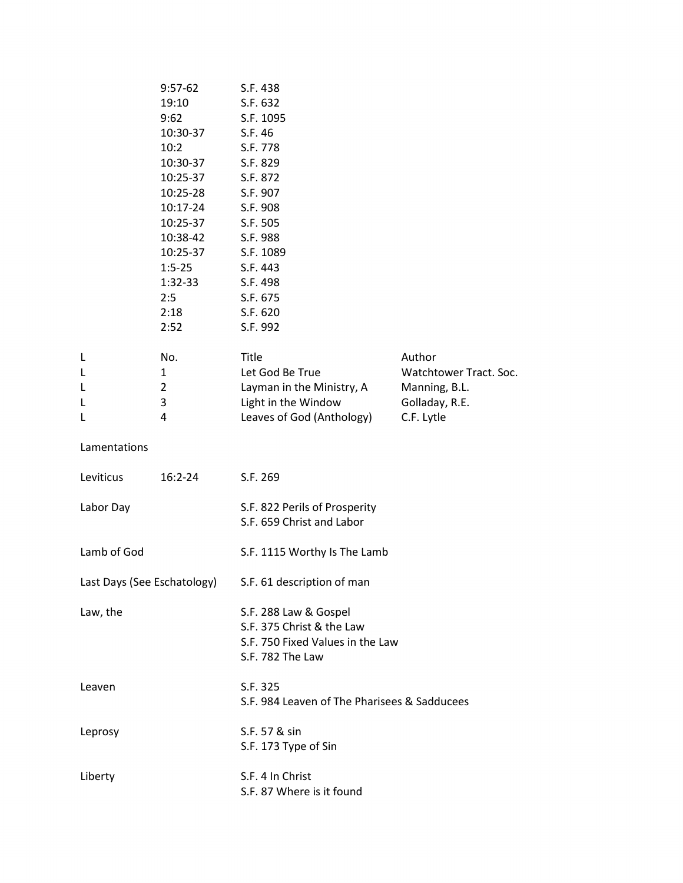| | | |
|---|---|---|
| | 9:57-62 | S.F. 438 |
| | 19:10 | S.F. 632 |
| | 9:62 | S.F. 1095 |
| | 10:30-37 | S.F. 46 |
| | 10:2 | S.F. 778 |
| | 10:30-37 | S.F. 829 |
| | 10:25-37 | S.F. 872 |
| | 10:25-28 | S.F. 907 |
| | 10:17-24 | S.F. 908 |
| | 10:25-37 | S.F. 505 |
| | 10:38-42 | S.F. 988 |
| | 10:25-37 | S.F. 1089 |
| | 1:5-25 | S.F. 443 |
| | 1:32-33 | S.F. 498 |
| | 2:5 | S.F. 675 |
| | 2:18 | S.F. 620 |
| | 2:52 | S.F. 992 |

| L | No. | Title | Author |
|---|---|---|---|
| L | 1 | Let God Be True | Watchtower Tract. Soc. |
| L | 2 | Layman in the Ministry, A | Manning, B.L. |
| L | 3 | Light in the Window | Golladay, R.E. |
| L | 4 | Leaves of God (Anthology) | C.F. Lytle |

Lamentations

Leviticus 16:2-24 S.F. 269

Labor Day
- S.F. 822 Perils of Prosperity
- S.F. 659 Christ and Labor

Lamb of God
- S.F. 1115 Worthy Is The Lamb

Last Days (See Eschatology)
- S.F. 61 description of man

Law, the
- S.F. 288 Law & Gospel
- S.F. 375 Christ & the Law
- S.F. 750 Fixed Values in the Law
- S.F. 782 The Law

Leaven
- S.F. 325
- S.F. 984 Leaven of The Pharisees & Sadducees

Leprosy
- S.F. 57 & sin
- S.F. 173 Type of Sin

Liberty
- S.F. 4 In Christ
- S.F. 87 Where is it found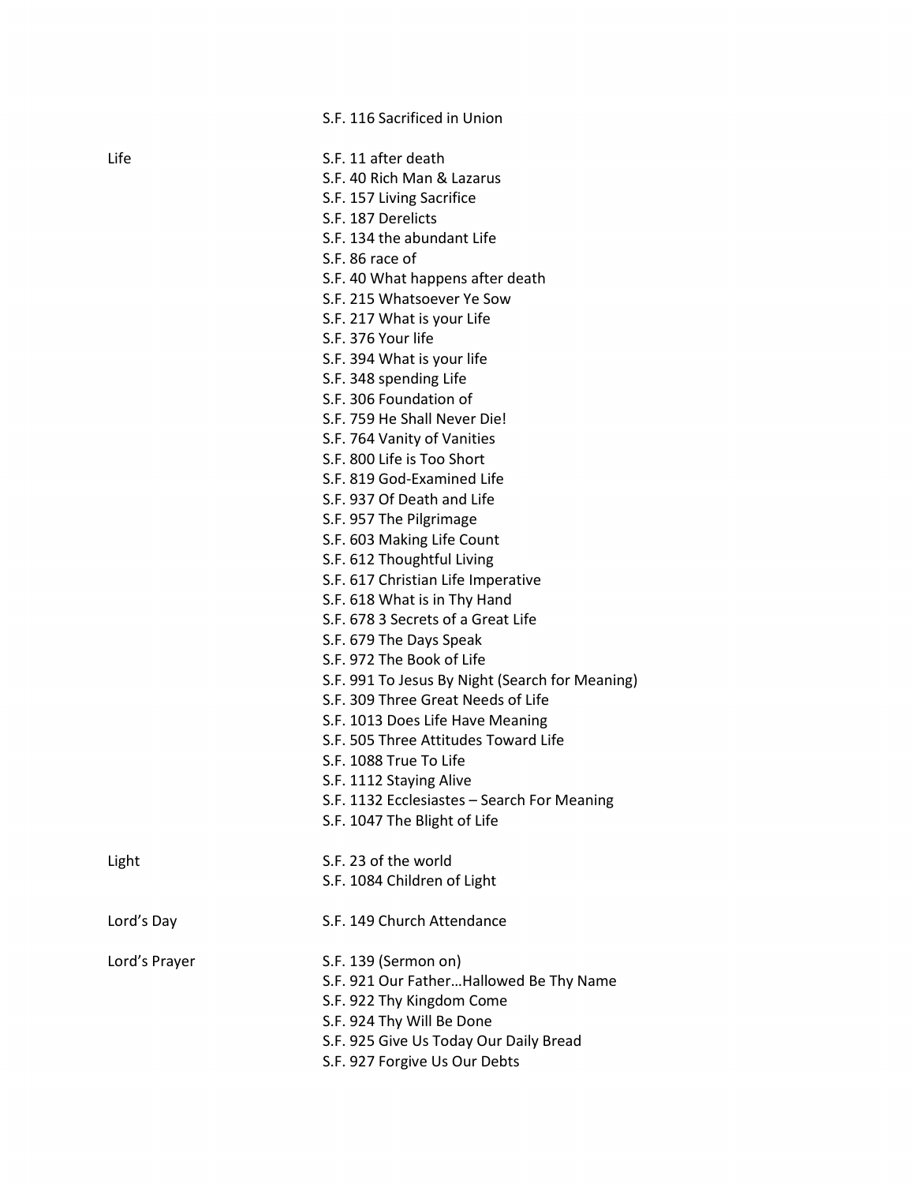| | |
|---|---|
| | S.F. 116 Sacrificed in Union |
| Life | S.F. 11 after death |
| | S.F. 40 Rich Man & Lazarus |
| | S.F. 157 Living Sacrifice |
| | S.F. 187 Derelicts |
| | S.F. 134 the abundant Life |
| | S.F. 86 race of |
| | S.F. 40 What happens after death |
| | S.F. 215 Whatsoever Ye Sow |
| | S.F. 217 What is your Life |
| | S.F. 376 Your life |
| | S.F. 394 What is your life |
| | S.F. 348 spending Life |
| | S.F. 306 Foundation of |
| | S.F. 759 He Shall Never Die! |
| | S.F. 764 Vanity of Vanities |
| | S.F. 800 Life is Too Short |
| | S.F. 819 God-Examined Life |
| | S.F. 937 Of Death and Life |
| | S.F. 957 The Pilgrimage |
| | S.F. 603 Making Life Count |
| | S.F. 612 Thoughtful Living |
| | S.F. 617 Christian Life Imperative |
| | S.F. 618 What is in Thy Hand |
| | S.F. 678 3 Secrets of a Great Life |
| | S.F. 679 The Days Speak |
| | S.F. 972 The Book of Life |
| | S.F. 991 To Jesus By Night (Search for Meaning) |
| | S.F. 309 Three Great Needs of Life |
| | S.F. 1013 Does Life Have Meaning |
| | S.F. 505 Three Attitudes Toward Life |
| | S.F. 1088 True To Life |
| | S.F. 1112 Staying Alive |
| | S.F. 1132 Ecclesiastes – Search For Meaning |
| | S.F. 1047 The Blight of Life |
| Light | S.F. 23 of the world |
| | S.F. 1084 Children of Light |
| Lord's Day | S.F. 149 Church Attendance |
| Lord's Prayer | S.F. 139 (Sermon on) |
| | S.F. 921 Our Father…Hallowed Be Thy Name |
| | S.F. 922 Thy Kingdom Come |
| | S.F. 924 Thy Will Be Done |
| | S.F. 925 Give Us Today Our Daily Bread |
| | S.F. 927 Forgive Us Our Debts |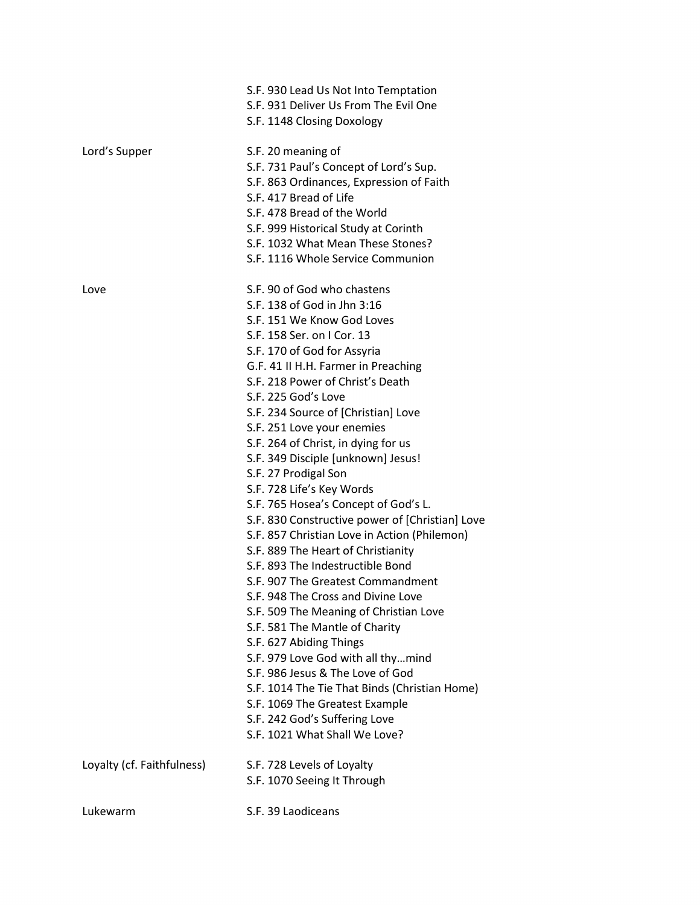| | |
|---|---|
| | S.F. 930 Lead Us Not Into Temptation |
| | S.F. 931 Deliver Us From The Evil One |
| | S.F. 1148 Closing Doxology |
| Lord's Supper | S.F. 20 meaning of |
| | S.F. 731 Paul's Concept of Lord's Sup. |
| | S.F. 863 Ordinances, Expression of Faith |
| | S.F. 417 Bread of Life |
| | S.F. 478 Bread of the World |
| | S.F. 999 Historical Study at Corinth |
| | S.F. 1032 What Mean These Stones? |
| | S.F. 1116 Whole Service Communion |
| Love | S.F. 90 of God who chastens |
| | S.F. 138 of God in Jhn 3:16 |
| | S.F. 151 We Know God Loves |
| | S.F. 158 Ser. on I Cor. 13 |
| | S.F. 170 of God for Assyria |
| | G.F. 41 II H.H. Farmer in Preaching |
| | S.F. 218 Power of Christ's Death |
| | S.F. 225 God's Love |
| | S.F. 234 Source of [Christian] Love |
| | S.F. 251 Love your enemies |
| | S.F. 264 of Christ, in dying for us |
| | S.F. 349 Disciple [unknown] Jesus! |
| | S.F. 27 Prodigal Son |
| | S.F. 728 Life's Key Words |
| | S.F. 765 Hosea's Concept of God's L. |
| | S.F. 830 Constructive power of [Christian] Love |
| | S.F. 857 Christian Love in Action (Philemon) |
| | S.F. 889 The Heart of Christianity |
| | S.F. 893 The Indestructible Bond |
| | S.F. 907 The Greatest Commandment |
| | S.F. 948 The Cross and Divine Love |
| | S.F. 509 The Meaning of Christian Love |
| | S.F. 581 The Mantle of Charity |
| | S.F. 627 Abiding Things |
| | S.F. 979 Love God with all thy…mind |
| | S.F. 986 Jesus & The Love of God |
| | S.F. 1014 The Tie That Binds (Christian Home) |
| | S.F. 1069 The Greatest Example |
| | S.F. 242 God's Suffering Love |
| | S.F. 1021 What Shall We Love? |
| Loyalty (cf. Faithfulness) | S.F. 728 Levels of Loyalty |
| | S.F. 1070 Seeing It Through |
| Lukewarm | S.F. 39 Laodiceans |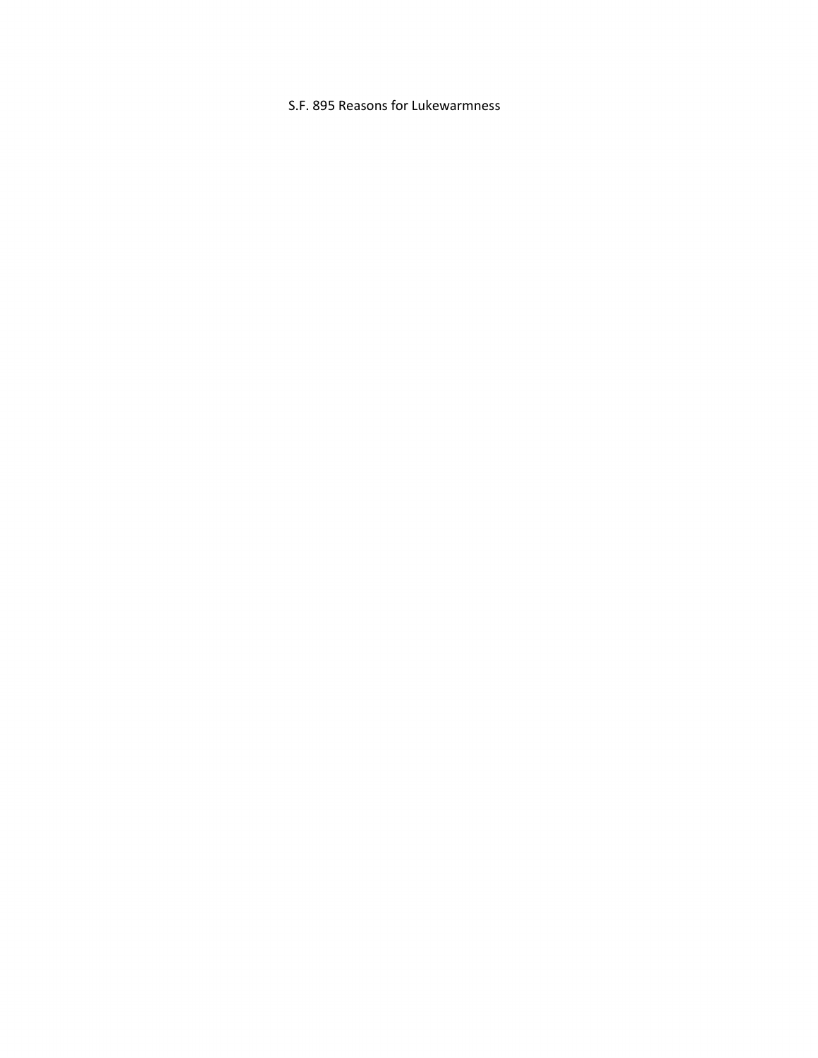S.F. 895 Reasons for Lukewarmness